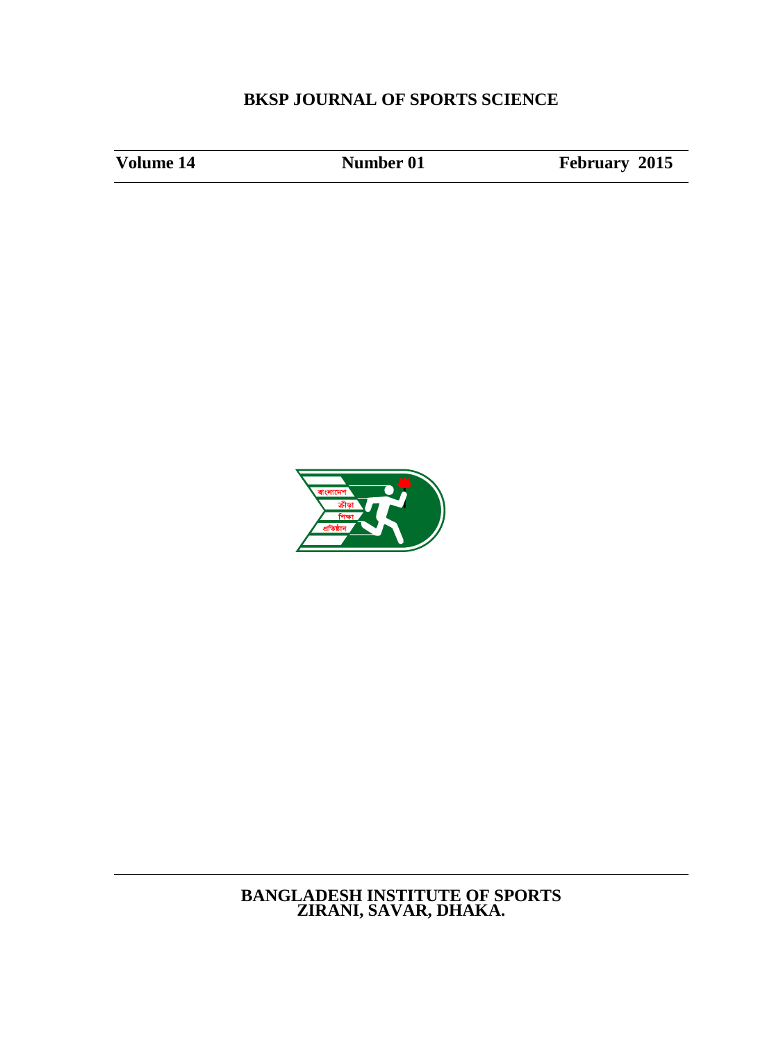# BKSP JOURNAL OF SPORTS SCIENCE

| Volume 14 | Number 01 | February 2015 |
|---|---|---|

**BANGLADESH INSTITUTE OF SPORTS**
**ZIRANI, SAVAR, DHAKA.**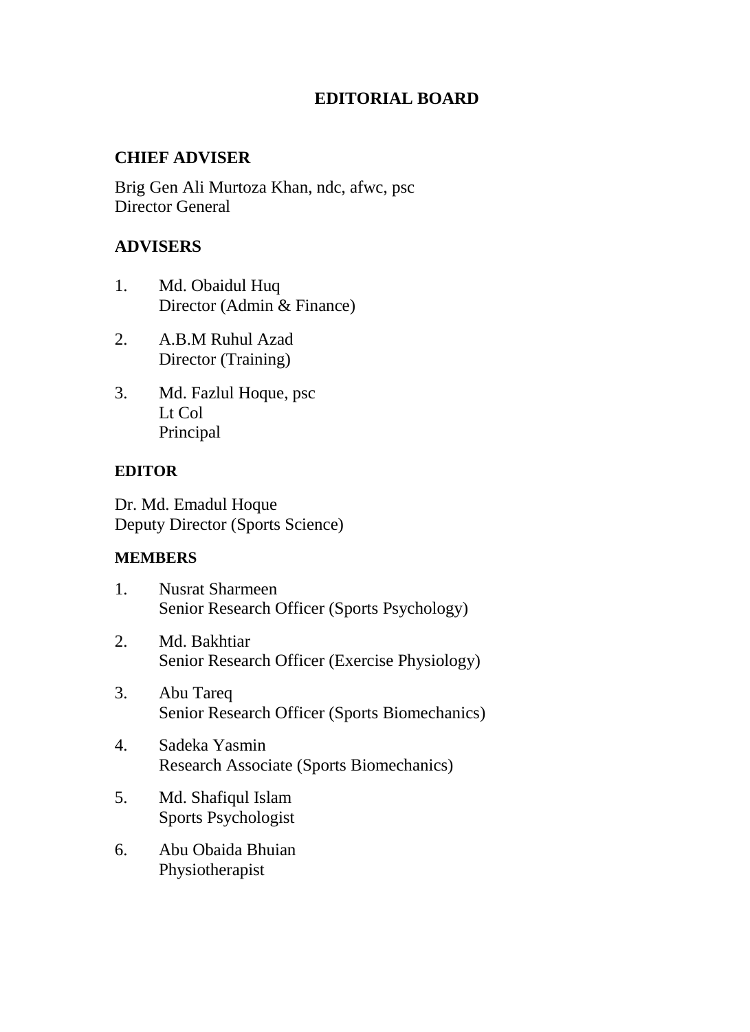# EDITORIAL BOARD

## CHIEF ADVISER

Brig Gen Ali Murtoza Khan, ndc, afwc, psc
Director General

## ADVISERS

1. Md. Obaidul Huq
   Director (Admin & Finance)

2. A.B.M Ruhul Azad
   Director (Training)

3. Md. Fazlul Hoque, psc
   Lt Col
   Principal

### EDITOR

Dr. Md. Emadul Hoque
Deputy Director (Sports Science)

### MEMBERS

1. Nusrat Sharmeen
   Senior Research Officer (Sports Psychology)

2. Md. Bakhtiar
   Senior Research Officer (Exercise Physiology)

3. Abu Tareq
   Senior Research Officer (Sports Biomechanics)

4. Sadeka Yasmin
   Research Associate (Sports Biomechanics)

5. Md. Shafiqul Islam
   Sports Psychologist

6. Abu Obaida Bhuian
   Physiotherapist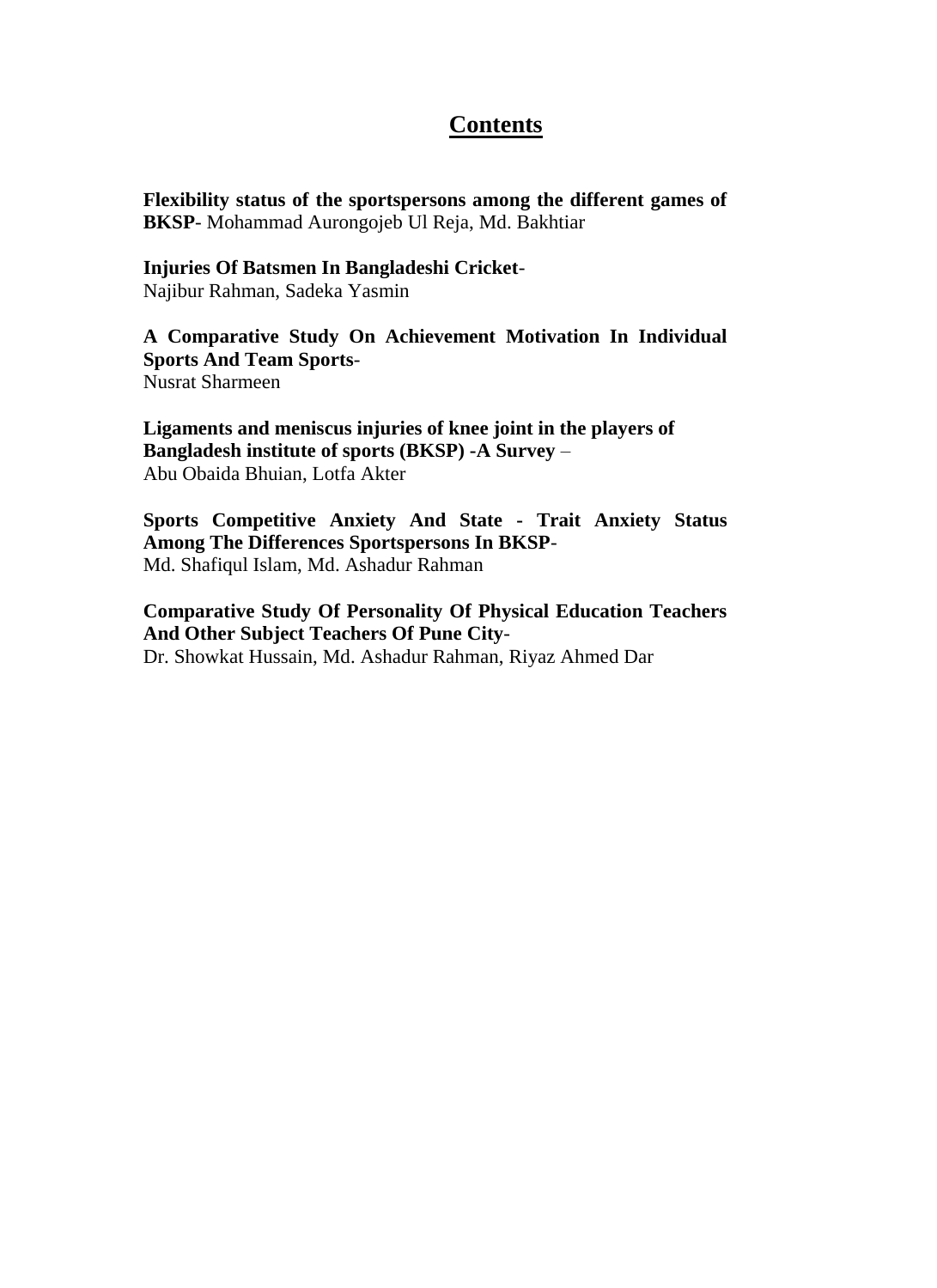# Contents

**Flexibility status of the sportspersons among the different games of BKSP**- Mohammad Aurongojeb Ul Reja, Md. Bakhtiar

**Injuries Of Batsmen In Bangladeshi Cricket**-
Najibur Rahman, Sadeka Yasmin

**A Comparative Study On Achievement Motivation In Individual Sports And Team Sports**-
Nusrat Sharmeen

**Ligaments and meniscus injuries of knee joint in the players of Bangladesh institute of sports (BKSP) -A Survey** –
Abu Obaida Bhuian, Lotfa Akter

**Sports Competitive Anxiety And State - Trait Anxiety Status Among The Differences Sportspersons In BKSP**-
Md. Shafiqul Islam, Md. Ashadur Rahman

**Comparative Study Of Personality Of Physical Education Teachers And Other Subject Teachers Of Pune City**-
Dr. Showkat Hussain, Md. Ashadur Rahman, Riyaz Ahmed Dar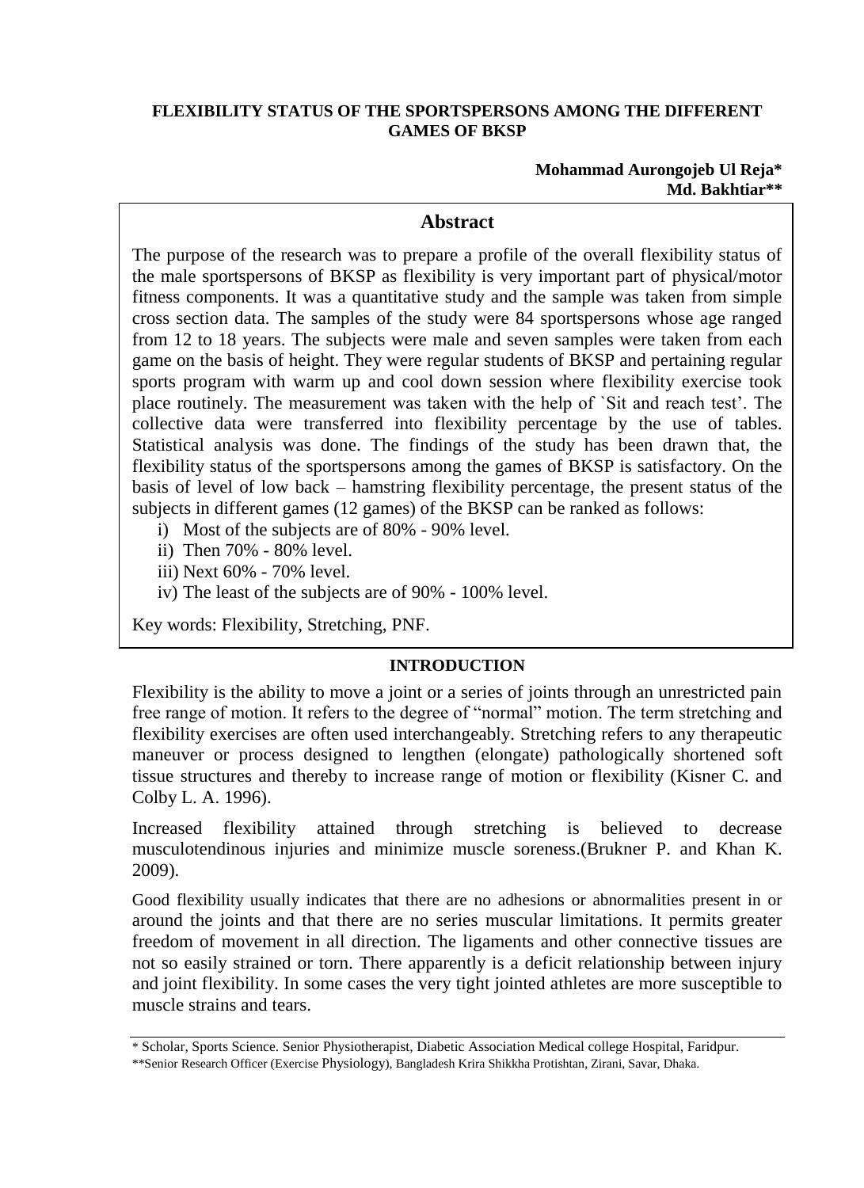# FLEXIBILITY STATUS OF THE SPORTSPERSONS AMONG THE DIFFERENT GAMES OF BKSP

**Mohammad Aurongojeb Ul Reja***
**Md. Bakhtiar****

## Abstract

The purpose of the research was to prepare a profile of the overall flexibility status of the male sportspersons of BKSP as flexibility is very important part of physical/motor fitness components. It was a quantitative study and the sample was taken from simple cross section data. The samples of the study were 84 sportspersons whose age ranged from 12 to 18 years. The subjects were male and seven samples were taken from each game on the basis of height. They were regular students of BKSP and pertaining regular sports program with warm up and cool down session where flexibility exercise took place routinely. The measurement was taken with the help of `Sit and reach test'. The collective data were transferred into flexibility percentage by the use of tables. Statistical analysis was done. The findings of the study has been drawn that, the flexibility status of the sportspersons among the games of BKSP is satisfactory. On the basis of level of low back – hamstring flexibility percentage, the present status of the subjects in different games (12 games) of the BKSP can be ranked as follows:

i) Most of the subjects are of 80% - 90% level.
ii) Then 70% - 80% level.
iii) Next 60% - 70% level.
iv) The least of the subjects are of 90% - 100% level.

Key words: Flexibility, Stretching, PNF.

## INTRODUCTION

Flexibility is the ability to move a joint or a series of joints through an unrestricted pain free range of motion. It refers to the degree of "normal" motion. The term stretching and flexibility exercises are often used interchangeably. Stretching refers to any therapeutic maneuver or process designed to lengthen (elongate) pathologically shortened soft tissue structures and thereby to increase range of motion or flexibility (Kisner C. and Colby L. A. 1996).

Increased flexibility attained through stretching is believed to decrease musculotendinous injuries and minimize muscle soreness.(Brukner P. and Khan K. 2009).

Good flexibility usually indicates that there are no adhesions or abnormalities present in or around the joints and that there are no series muscular limitations. It permits greater freedom of movement in all direction. The ligaments and other connective tissues are not so easily strained or torn. There apparently is a deficit relationship between injury and joint flexibility. In some cases the very tight jointed athletes are more susceptible to muscle strains and tears.

---

\* Scholar, Sports Science. Senior Physiotherapist, Diabetic Association Medical college Hospital, Faridpur.

\*\*Senior Research Officer (Exercise Physiology), Bangladesh Krira Shikkha Protishtan, Zirani, Savar, Dhaka.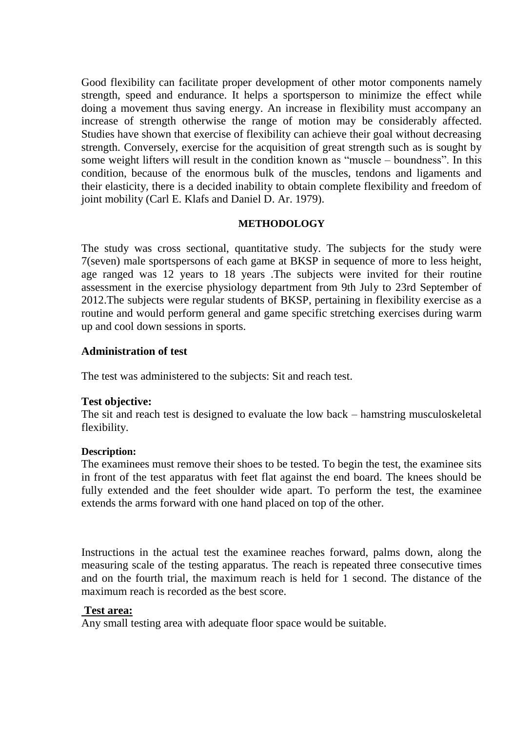Good flexibility can facilitate proper development of other motor components namely strength, speed and endurance. It helps a sportsperson to minimize the effect while doing a movement thus saving energy. An increase in flexibility must accompany an increase of strength otherwise the range of motion may be considerably affected. Studies have shown that exercise of flexibility can achieve their goal without decreasing strength. Conversely, exercise for the acquisition of great strength such as is sought by some weight lifters will result in the condition known as "muscle – boundness". In this condition, because of the enormous bulk of the muscles, tendons and ligaments and their elasticity, there is a decided inability to obtain complete flexibility and freedom of joint mobility (Carl E. Klafs and Daniel D. Ar. 1979).

## METHODOLOGY

The study was cross sectional, quantitative study. The subjects for the study were 7(seven) male sportspersons of each game at BKSP in sequence of more to less height, age ranged was 12 years to 18 years .The subjects were invited for their routine assessment in the exercise physiology department from 9th July to 23rd September of 2012.The subjects were regular students of BKSP, pertaining in flexibility exercise as a routine and would perform general and game specific stretching exercises during warm up and cool down sessions in sports.

### Administration of test

The test was administered to the subjects: Sit and reach test.

**Test objective:**
The sit and reach test is designed to evaluate the low back – hamstring musculoskeletal flexibility.

**Description:**
The examinees must remove their shoes to be tested. To begin the test, the examinee sits in front of the test apparatus with feet flat against the end board. The knees should be fully extended and the feet shoulder wide apart. To perform the test, the examinee extends the arms forward with one hand placed on top of the other.

Instructions in the actual test the examinee reaches forward, palms down, along the measuring scale of the testing apparatus. The reach is repeated three consecutive times and on the fourth trial, the maximum reach is held for 1 second. The distance of the maximum reach is recorded as the best score.

**Test area:**
Any small testing area with adequate floor space would be suitable.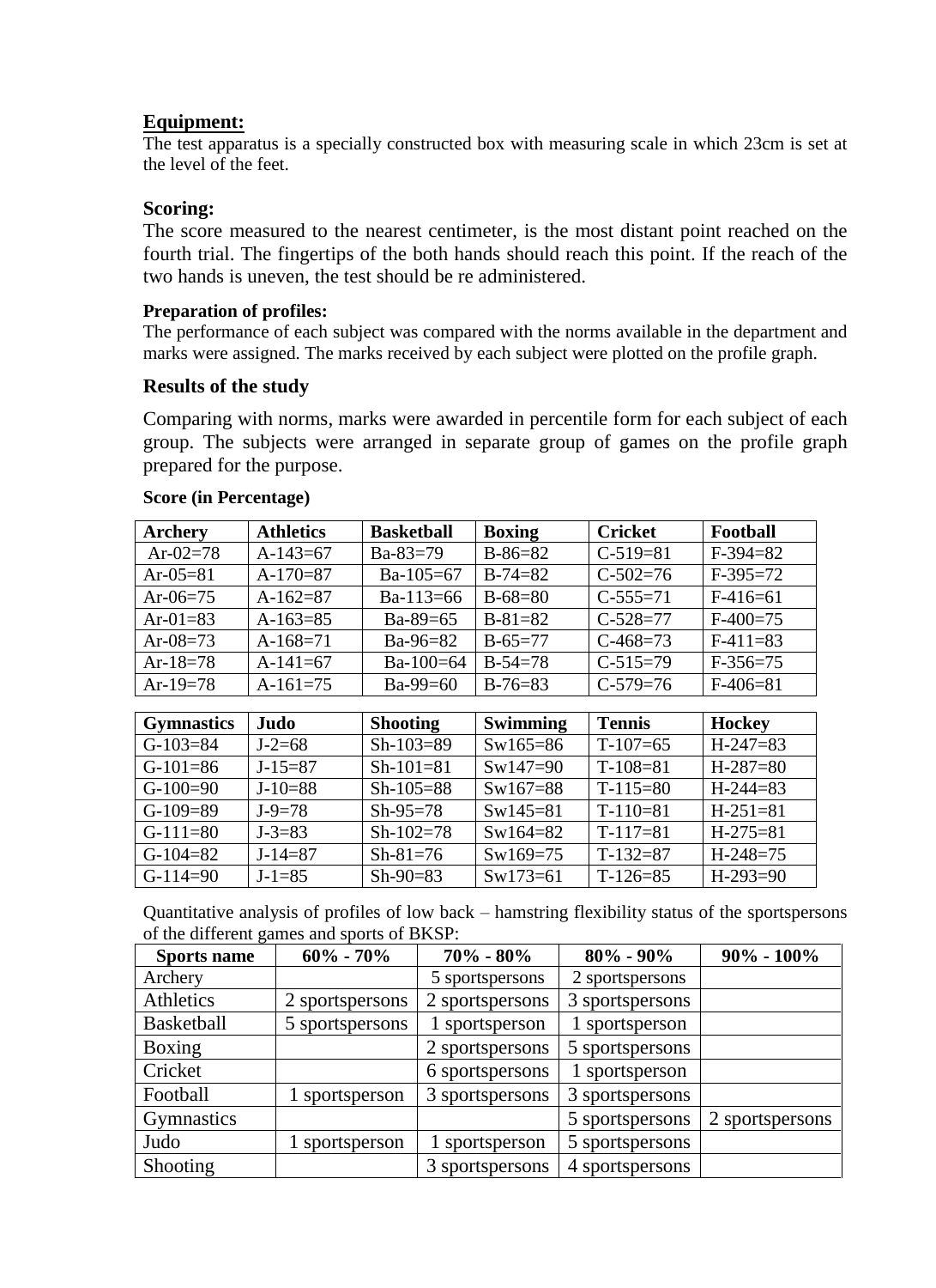**Equipment:**

The test apparatus is a specially constructed box with measuring scale in which 23cm is set at the level of the feet.

**Scoring:**

The score measured to the nearest centimeter, is the most distant point reached on the fourth trial. The fingertips of the both hands should reach this point. If the reach of the two hands is uneven, the test should be re administered.

**Preparation of profiles:**

The performance of each subject was compared with the norms available in the department and marks were assigned. The marks received by each subject were plotted on the profile graph.

**Results of the study**

Comparing with norms, marks were awarded in percentile form for each subject of each group. The subjects were arranged in separate group of games on the profile graph prepared for the purpose.

**Score (in Percentage)**

| Archery | Athletics | Basketball | Boxing | Cricket | Football |
|---|---|---|---|---|---|
| Ar-02=78 | A-143=67 | Ba-83=79 | B-86=82 | C-519=81 | F-394=82 |
| Ar-05=81 | A-170=87 | Ba-105=67 | B-74=82 | C-502=76 | F-395=72 |
| Ar-06=75 | A-162=87 | Ba-113=66 | B-68=80 | C-555=71 | F-416=61 |
| Ar-01=83 | A-163=85 | Ba-89=65 | B-81=82 | C-528=77 | F-400=75 |
| Ar-08=73 | A-168=71 | Ba-96=82 | B-65=77 | C-468=73 | F-411=83 |
| Ar-18=78 | A-141=67 | Ba-100=64 | B-54=78 | C-515=79 | F-356=75 |
| Ar-19=78 | A-161=75 | Ba-99=60 | B-76=83 | C-579=76 | F-406=81 |

| Gymnastics | Judo | Shooting | Swimming | Tennis | Hockey |
|---|---|---|---|---|---|
| G-103=84 | J-2=68 | Sh-103=89 | Sw165=86 | T-107=65 | H-247=83 |
| G-101=86 | J-15=87 | Sh-101=81 | Sw147=90 | T-108=81 | H-287=80 |
| G-100=90 | J-10=88 | Sh-105=88 | Sw167=88 | T-115=80 | H-244=83 |
| G-109=89 | J-9=78 | Sh-95=78 | Sw145=81 | T-110=81 | H-251=81 |
| G-111=80 | J-3=83 | Sh-102=78 | Sw164=82 | T-117=81 | H-275=81 |
| G-104=82 | J-14=87 | Sh-81=76 | Sw169=75 | T-132=87 | H-248=75 |
| G-114=90 | J-1=85 | Sh-90=83 | Sw173=61 | T-126=85 | H-293=90 |

Quantitative analysis of profiles of low back – hamstring flexibility status of the sportspersons of the different games and sports of BKSP:

| Sports name | 60% - 70% | 70% - 80% | 80% - 90% | 90% - 100% |
|---|---|---|---|---|
| Archery | | 5 sportspersons | 2 sportspersons | |
| Athletics | 2 sportspersons | 2 sportspersons | 3 sportspersons | |
| Basketball | 5 sportspersons | 1 sportsperson | 1 sportsperson | |
| Boxing | | 2 sportspersons | 5 sportspersons | |
| Cricket | | 6 sportspersons | 1 sportsperson | |
| Football | 1 sportsperson | 3 sportspersons | 3 sportspersons | |
| Gymnastics | | | 5 sportspersons | 2 sportspersons |
| Judo | 1 sportsperson | 1 sportsperson | 5 sportspersons | |
| Shooting | | 3 sportspersons | 4 sportspersons | |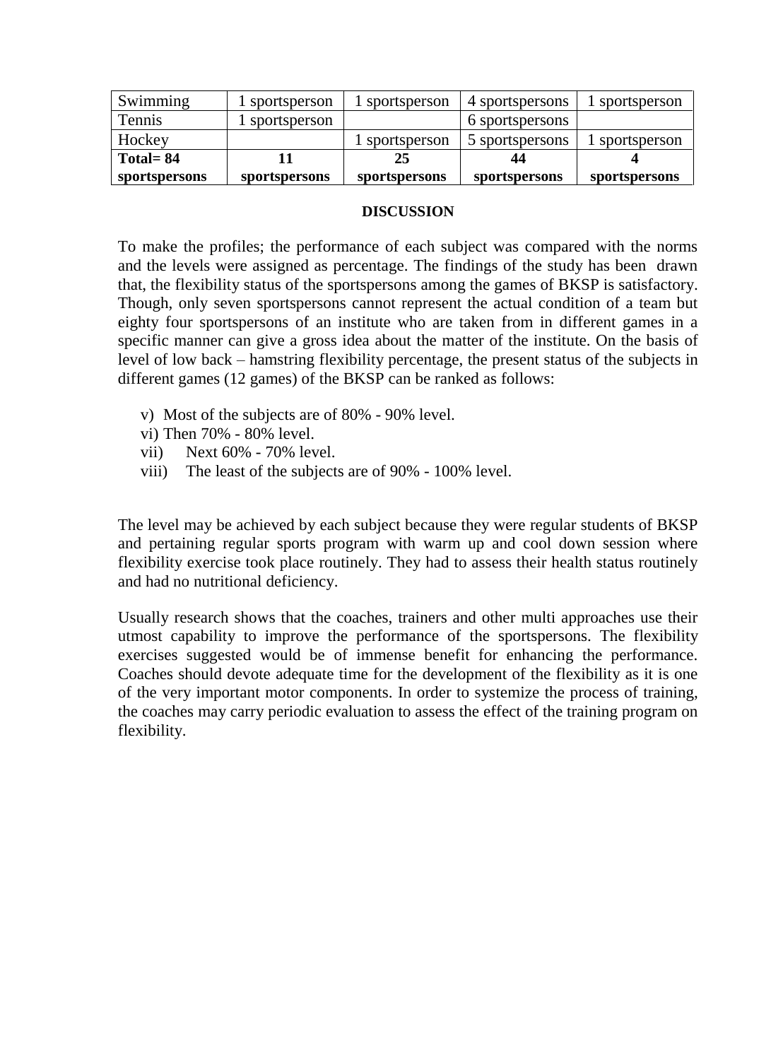| Swimming | 1 sportsperson | 1 sportsperson | 4 sportspersons | 1 sportsperson |
|---|---|---|---|---|
| Tennis | 1 sportsperson | | 6 sportspersons | |
| Hockey | | 1 sportsperson | 5 sportspersons | 1 sportsperson |
| **Total= 84 sportspersons** | **11 sportspersons** | **25 sportspersons** | **44 sportspersons** | **4 sportspersons** |

**DISCUSSION**

To make the profiles; the performance of each subject was compared with the norms and the levels were assigned as percentage. The findings of the study has been drawn that, the flexibility status of the sportspersons among the games of BKSP is satisfactory. Though, only seven sportspersons cannot represent the actual condition of a team but eighty four sportspersons of an institute who are taken from in different games in a specific manner can give a gross idea about the matter of the institute. On the basis of level of low back – hamstring flexibility percentage, the present status of the subjects in different games (12 games) of the BKSP can be ranked as follows:

v) Most of the subjects are of 80% - 90% level.
vi) Then 70% - 80% level.
vii) Next 60% - 70% level.
viii) The least of the subjects are of 90% - 100% level.

The level may be achieved by each subject because they were regular students of BKSP and pertaining regular sports program with warm up and cool down session where flexibility exercise took place routinely. They had to assess their health status routinely and had no nutritional deficiency.

Usually research shows that the coaches, trainers and other multi approaches use their utmost capability to improve the performance of the sportspersons. The flexibility exercises suggested would be of immense benefit for enhancing the performance. Coaches should devote adequate time for the development of the flexibility as it is one of the very important motor components. In order to systemize the process of training, the coaches may carry periodic evaluation to assess the effect of the training program on flexibility.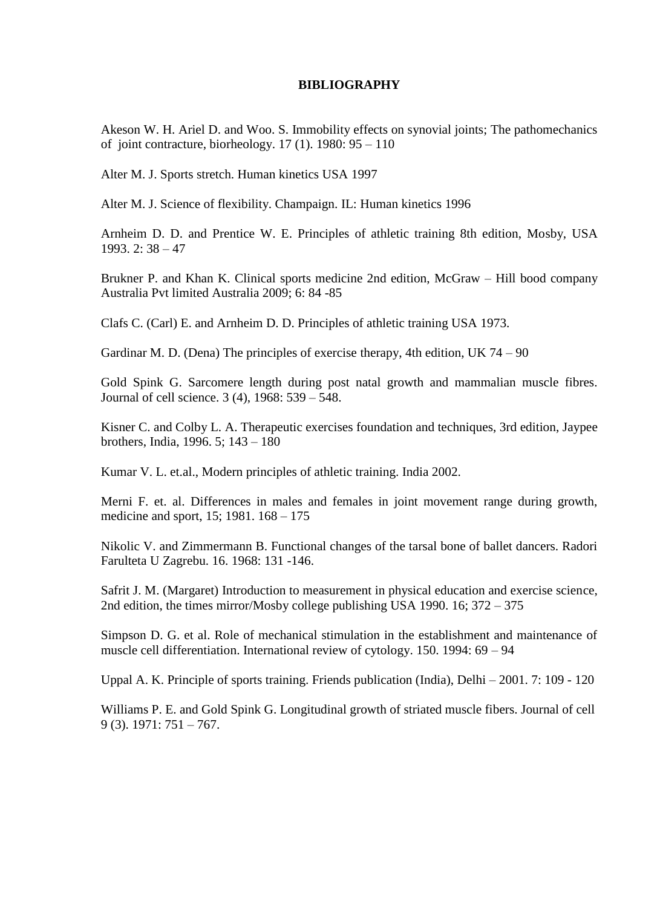# BIBLIOGRAPHY

Akeson W. H. Ariel D. and Woo. S. Immobility effects on synovial joints; The pathomechanics of joint contracture, biorheology. 17 (1). 1980: 95 – 110

Alter M. J. Sports stretch. Human kinetics USA 1997

Alter M. J. Science of flexibility. Champaign. IL: Human kinetics 1996

Arnheim D. D. and Prentice W. E. Principles of athletic training 8th edition, Mosby, USA 1993. 2: 38 – 47

Brukner P. and Khan K. Clinical sports medicine 2nd edition, McGraw – Hill bood company Australia Pvt limited Australia 2009; 6: 84 -85

Clafs C. (Carl) E. and Arnheim D. D. Principles of athletic training USA 1973.

Gardinar M. D. (Dena) The principles of exercise therapy, 4th edition, UK 74 – 90

Gold Spink G. Sarcomere length during post natal growth and mammalian muscle fibres. Journal of cell science. 3 (4), 1968: 539 – 548.

Kisner C. and Colby L. A. Therapeutic exercises foundation and techniques, 3rd edition, Jaypee brothers, India, 1996. 5; 143 – 180

Kumar V. L. et.al., Modern principles of athletic training. India 2002.

Merni F. et. al. Differences in males and females in joint movement range during growth, medicine and sport, 15; 1981. 168 – 175

Nikolic V. and Zimmermann B. Functional changes of the tarsal bone of ballet dancers. Radori Farulteta U Zagrebu. 16. 1968: 131 -146.

Safrit J. M. (Margaret) Introduction to measurement in physical education and exercise science, 2nd edition, the times mirror/Mosby college publishing USA 1990. 16; 372 – 375

Simpson D. G. et al. Role of mechanical stimulation in the establishment and maintenance of muscle cell differentiation. International review of cytology. 150. 1994: 69 – 94

Uppal A. K. Principle of sports training. Friends publication (India), Delhi – 2001. 7: 109 - 120

Williams P. E. and Gold Spink G. Longitudinal growth of striated muscle fibers. Journal of cell 9 (3). 1971: 751 – 767.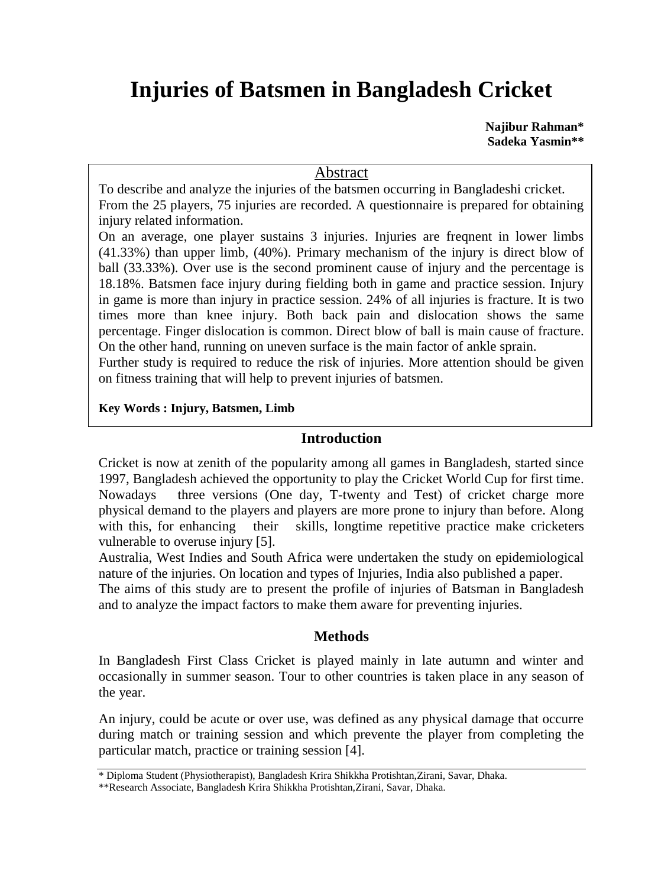# Injuries of Batsmen in Bangladesh Cricket

**Najibur Rahman***
**Sadeka Yasmin****

## Abstract

To describe and analyze the injuries of the batsmen occurring in Bangladeshi cricket. From the 25 players, 75 injuries are recorded. A questionnaire is prepared for obtaining injury related information.

On an average, one player sustains 3 injuries. Injuries are freqnent in lower limbs (41.33%) than upper limb, (40%). Primary mechanism of the injury is direct blow of ball (33.33%). Over use is the second prominent cause of injury and the percentage is 18.18%. Batsmen face injury during fielding both in game and practice session. Injury in game is more than injury in practice session. 24% of all injuries is fracture. It is two times more than knee injury. Both back pain and dislocation shows the same percentage. Finger dislocation is common. Direct blow of ball is main cause of fracture. On the other hand, running on uneven surface is the main factor of ankle sprain.

Further study is required to reduce the risk of injuries. More attention should be given on fitness training that will help to prevent injuries of batsmen.

**Key Words : Injury, Batsmen, Limb**

## Introduction

Cricket is now at zenith of the popularity among all games in Bangladesh, started since 1997, Bangladesh achieved the opportunity to play the Cricket World Cup for first time. Nowadays three versions (One day, T-twenty and Test) of cricket charge more physical demand to the players and players are more prone to injury than before. Along with this, for enhancing their skills, longtime repetitive practice make cricketers vulnerable to overuse injury [5].

Australia, West Indies and South Africa were undertaken the study on epidemiological nature of the injuries. On location and types of Injuries, India also published a paper.

The aims of this study are to present the profile of injuries of Batsman in Bangladesh and to analyze the impact factors to make them aware for preventing injuries.

## Methods

In Bangladesh First Class Cricket is played mainly in late autumn and winter and occasionally in summer season. Tour to other countries is taken place in any season of the year.

An injury, could be acute or over use, was defined as any physical damage that occurre during match or training session and which prevente the player from completing the particular match, practice or training session [4].

---

\* Diploma Student (Physiotherapist), Bangladesh Krira Shikkha Protishtan,Zirani, Savar, Dhaka.

\*\*Research Associate, Bangladesh Krira Shikkha Protishtan,Zirani, Savar, Dhaka.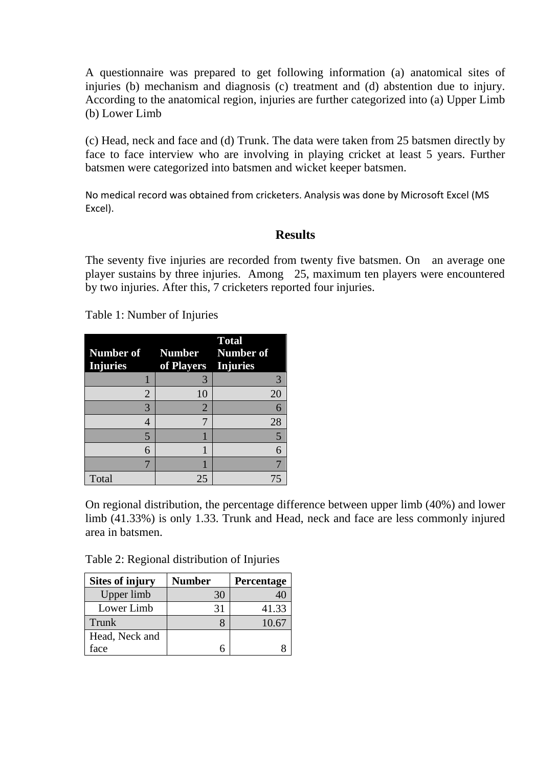A questionnaire was prepared to get following information (a) anatomical sites of injuries (b) mechanism and diagnosis (c) treatment and (d) abstention due to injury. According to the anatomical region, injuries are further categorized into (a) Upper Limb (b) Lower Limb

(c) Head, neck and face and (d) Trunk. The data were taken from 25 batsmen directly by face to face interview who are involving in playing cricket at least 5 years. Further batsmen were categorized into batsmen and wicket keeper batsmen.

No medical record was obtained from cricketers. Analysis was done by Microsoft Excel (MS Excel).

## Results

The seventy five injuries are recorded from twenty five batsmen. On an average one player sustains by three injuries. Among 25, maximum ten players were encountered by two injuries. After this, 7 cricketers reported four injuries.

Table 1: Number of Injuries

| Number of Injuries | Number of Players | Total Number of Injuries |
|---|---|---|
| 1 | 3 | 3 |
| 2 | 10 | 20 |
| 3 | 2 | 6 |
| 4 | 7 | 28 |
| 5 | 1 | 5 |
| 6 | 1 | 6 |
| 7 | 1 | 7 |
| Total | 25 | 75 |

On regional distribution, the percentage difference between upper limb (40%) and lower limb (41.33%) is only 1.33. Trunk and Head, neck and face are less commonly injured area in batsmen.

Table 2: Regional distribution of Injuries

| Sites of injury | Number | Percentage |
|---|---|---|
| Upper limb | 30 | 40 |
| Lower Limb | 31 | 41.33 |
| Trunk | 8 | 10.67 |
| Head, Neck and face | 6 | 8 |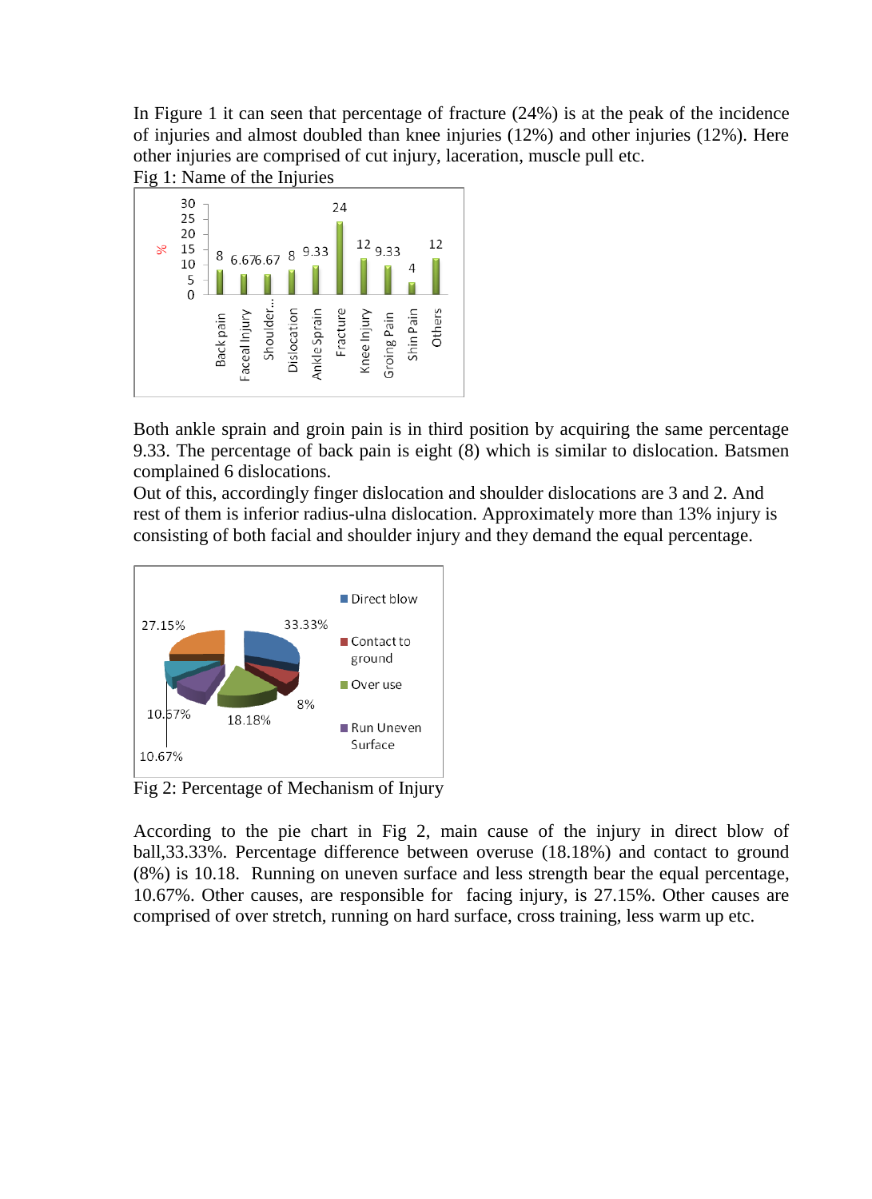In Figure 1 it can seen that percentage of fracture (24%) is at the peak of the incidence of injuries and almost doubled than knee injuries (12%) and other injuries (12%). Here other injuries are comprised of cut injury, laceration, muscle pull etc.

Fig 1: Name of the Injuries

| Injury | % |
|---|---|
| Back pain | 8 |
| Faceal Injury | 6.67 |
| Shoulder... | 6.67 |
| Dislocation | 8 |
| Ankle Sprain | 9.33 |
| Fracture | 24 |
| Knee Injury | 12 |
| Groing Pain | 9.33 |
| Shin Pain | 4 |
| Others | 12 |

Both ankle sprain and groin pain is in third position by acquiring the same percentage 9.33. The percentage of back pain is eight (8) which is similar to dislocation. Batsmen complained 6 dislocations.

Out of this, accordingly finger dislocation and shoulder dislocations are 3 and 2. And rest of them is inferior radius-ulna dislocation. Approximately more than 13% injury is consisting of both facial and shoulder injury and they demand the equal percentage.

| Mechanism | % |
|---|---|
| Direct blow | 33.33% |
| Contact to ground | 8% |
| Over use | 18.18% |
| Run Uneven Surface | 10.67% |
| | 10.67% |
| | 27.15% |

Fig 2: Percentage of Mechanism of Injury

According to the pie chart in Fig 2, main cause of the injury in direct blow of ball,33.33%. Percentage difference between overuse (18.18%) and contact to ground (8%) is 10.18. Running on uneven surface and less strength bear the equal percentage, 10.67%. Other causes, are responsible for facing injury, is 27.15%. Other causes are comprised of over stretch, running on hard surface, cross training, less warm up etc.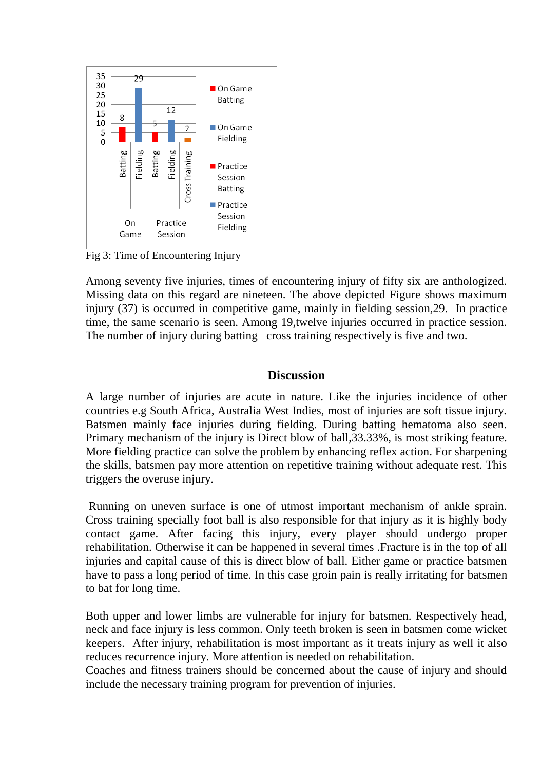Fig 3: Time of Encountering Injury

Among seventy five injuries, times of encountering injury of fifty six are anthologized. Missing data on this regard are nineteen. The above depicted Figure shows maximum injury (37) is occurred in competitive game, mainly in fielding session,29. In practice time, the same scenario is seen. Among 19,twelve injuries occurred in practice session. The number of injury during batting cross training respectively is five and two.

## Discussion

A large number of injuries are acute in nature. Like the injuries incidence of other countries e.g South Africa, Australia West Indies, most of injuries are soft tissue injury. Batsmen mainly face injuries during fielding. During batting hematoma also seen. Primary mechanism of the injury is Direct blow of ball,33.33%, is most striking feature. More fielding practice can solve the problem by enhancing reflex action. For sharpening the skills, batsmen pay more attention on repetitive training without adequate rest. This triggers the overuse injury.

Running on uneven surface is one of utmost important mechanism of ankle sprain. Cross training specially foot ball is also responsible for that injury as it is highly body contact game. After facing this injury, every player should undergo proper rehabilitation. Otherwise it can be happened in several times .Fracture is in the top of all injuries and capital cause of this is direct blow of ball. Either game or practice batsmen have to pass a long period of time. In this case groin pain is really irritating for batsmen to bat for long time.

Both upper and lower limbs are vulnerable for injury for batsmen. Respectively head, neck and face injury is less common. Only teeth broken is seen in batsmen come wicket keepers. After injury, rehabilitation is most important as it treats injury as well it also reduces recurrence injury. More attention is needed on rehabilitation.
Coaches and fitness trainers should be concerned about the cause of injury and should include the necessary training program for prevention of injuries.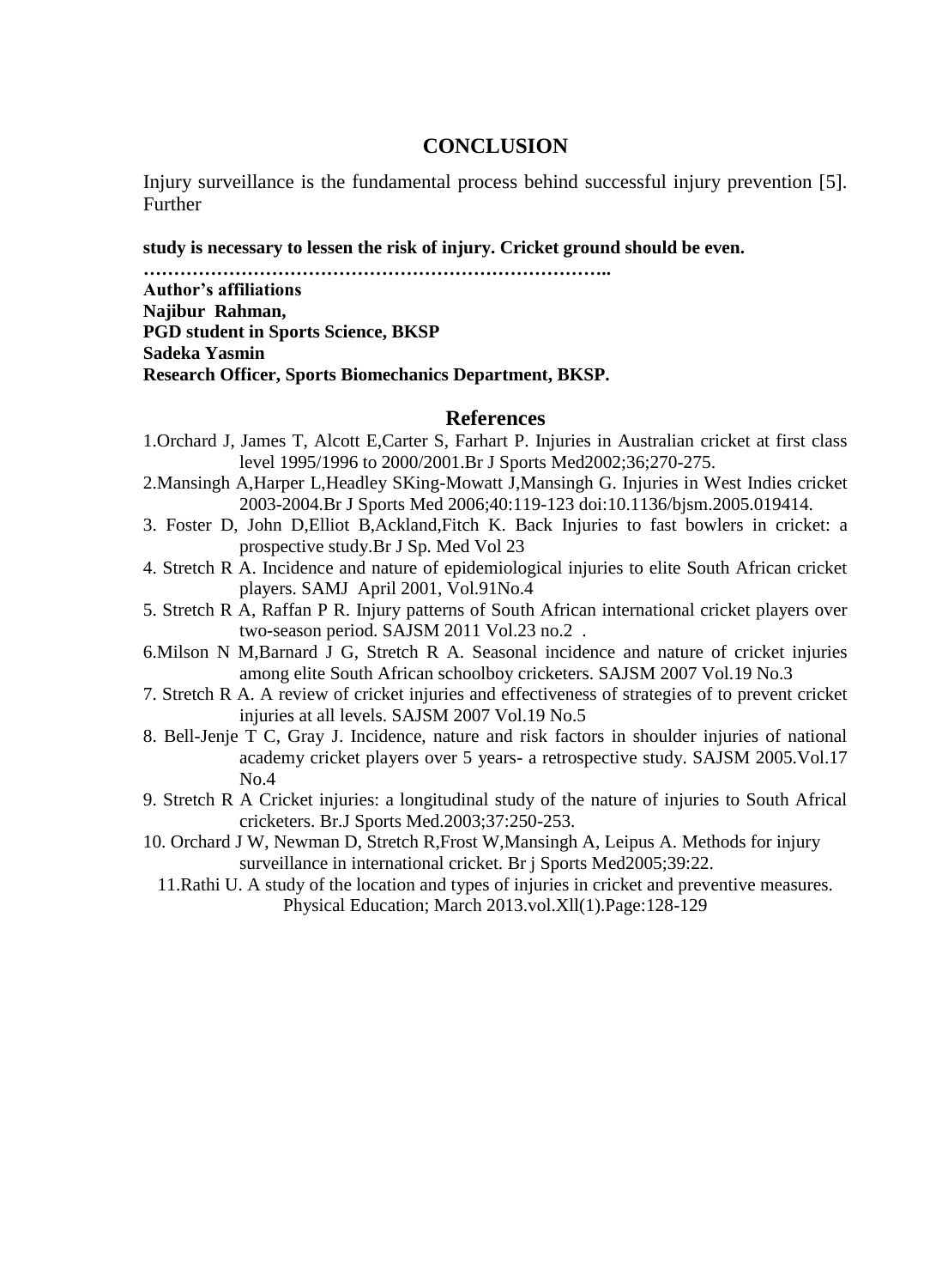## CONCLUSION

Injury surveillance is the fundamental process behind successful injury prevention [5]. Further

**study is necessary to lessen the risk of injury. Cricket ground should be even.**

**…………………………………………………………………..**

**Author's affiliations**

**Najibur Rahman,**

**PGD student in Sports Science, BKSP**

**Sadeka Yasmin**

**Research Officer, Sports Biomechanics Department, BKSP.**

## References

1.Orchard J, James T, Alcott E,Carter S, Farhart P. Injuries in Australian cricket at first class level 1995/1996 to 2000/2001.Br J Sports Med2002;36;270-275.

2.Mansingh A,Harper L,Headley SKing-Mowatt J,Mansingh G. Injuries in West Indies cricket 2003-2004.Br J Sports Med 2006;40:119-123 doi:10.1136/bjsm.2005.019414.

3. Foster D, John D,Elliot B,Ackland,Fitch K. Back Injuries to fast bowlers in cricket: a prospective study.Br J Sp. Med Vol 23

4. Stretch R A. Incidence and nature of epidemiological injuries to elite South African cricket players. SAMJ April 2001, Vol.91No.4

5. Stretch R A, Raffan P R. Injury patterns of South African international cricket players over two-season period. SAJSM 2011 Vol.23 no.2 .

6.Milson N M,Barnard J G, Stretch R A. Seasonal incidence and nature of cricket injuries among elite South African schoolboy cricketers. SAJSM 2007 Vol.19 No.3

7. Stretch R A. A review of cricket injuries and effectiveness of strategies of to prevent cricket injuries at all levels. SAJSM 2007 Vol.19 No.5

8. Bell-Jenje T C, Gray J. Incidence, nature and risk factors in shoulder injuries of national academy cricket players over 5 years- a retrospective study. SAJSM 2005.Vol.17 No.4

9. Stretch R A Cricket injuries: a longitudinal study of the nature of injuries to South Africal cricketers. Br.J Sports Med.2003;37:250-253.

10. Orchard J W, Newman D, Stretch R,Frost W,Mansingh A, Leipus A. Methods for injury surveillance in international cricket. Br j Sports Med2005;39:22.

11.Rathi U. A study of the location and types of injuries in cricket and preventive measures. Physical Education; March 2013.vol.Xll(1).Page:128-129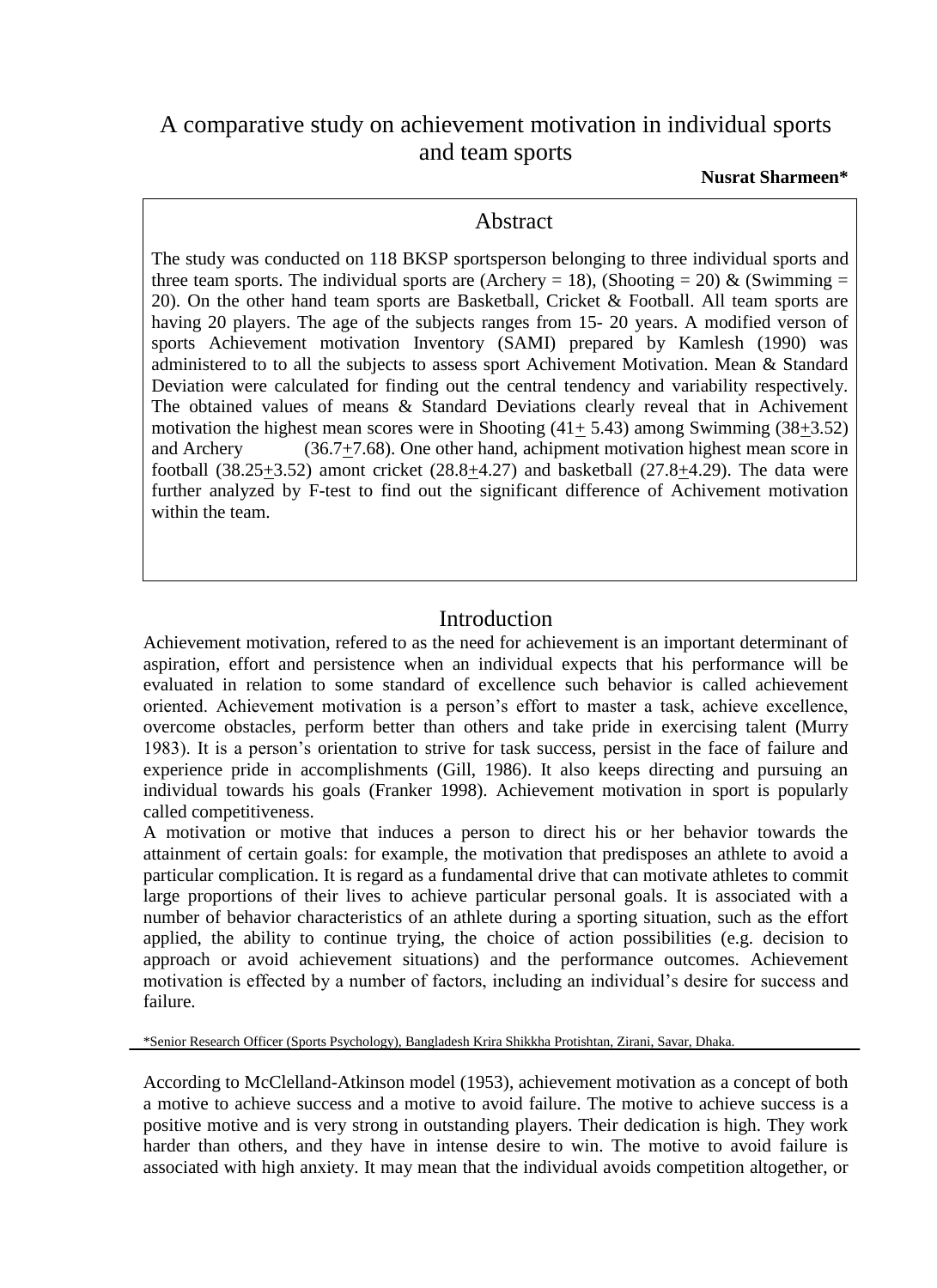# A comparative study on achievement motivation in individual sports and team sports

**Nusrat Sharmeen***

## Abstract

The study was conducted on 118 BKSP sportsperson belonging to three individual sports and three team sports. The individual sports are (Archery = 18), (Shooting = 20) & (Swimming = 20). On the other hand team sports are Basketball, Cricket & Football. All team sports are having 20 players. The age of the subjects ranges from 15- 20 years. A modified verson of sports Achievement motivation Inventory (SAMI) prepared by Kamlesh (1990) was administered to to all the subjects to assess sport Achivement Motivation. Mean & Standard Deviation were calculated for finding out the central tendency and variability respectively. The obtained values of means & Standard Deviations clearly reveal that in Achivement motivation the highest mean scores were in Shooting (41± 5.43) among Swimming (38±3.52) and Archery (36.7±7.68). One other hand, achipment motivation highest mean score in football (38.25±3.52) amont cricket (28.8±4.27) and basketball (27.8±4.29). The data were further analyzed by F-test to find out the significant difference of Achivement motivation within the team.

## Introduction

Achievement motivation, refered to as the need for achievement is an important determinant of aspiration, effort and persistence when an individual expects that his performance will be evaluated in relation to some standard of excellence such behavior is called achievement oriented. Achievement motivation is a person's effort to master a task, achieve excellence, overcome obstacles, perform better than others and take pride in exercising talent (Murry 1983). It is a person's orientation to strive for task success, persist in the face of failure and experience pride in accomplishments (Gill, 1986). It also keeps directing and pursuing an individual towards his goals (Franker 1998). Achievement motivation in sport is popularly called competitiveness.

A motivation or motive that induces a person to direct his or her behavior towards the attainment of certain goals: for example, the motivation that predisposes an athlete to avoid a particular complication. It is regard as a fundamental drive that can motivate athletes to commit large proportions of their lives to achieve particular personal goals. It is associated with a number of behavior characteristics of an athlete during a sporting situation, such as the effort applied, the ability to continue trying, the choice of action possibilities (e.g. decision to approach or avoid achievement situations) and the performance outcomes. Achievement motivation is effected by a number of factors, including an individual's desire for success and failure.

*Senior Research Officer (Sports Psychology), Bangladesh Krira Shikkha Protishtan, Zirani, Savar, Dhaka.

According to McClelland-Atkinson model (1953), achievement motivation as a concept of both a motive to achieve success and a motive to avoid failure. The motive to achieve success is a positive motive and is very strong in outstanding players. Their dedication is high. They work harder than others, and they have in intense desire to win. The motive to avoid failure is associated with high anxiety. It may mean that the individual avoids competition altogether, or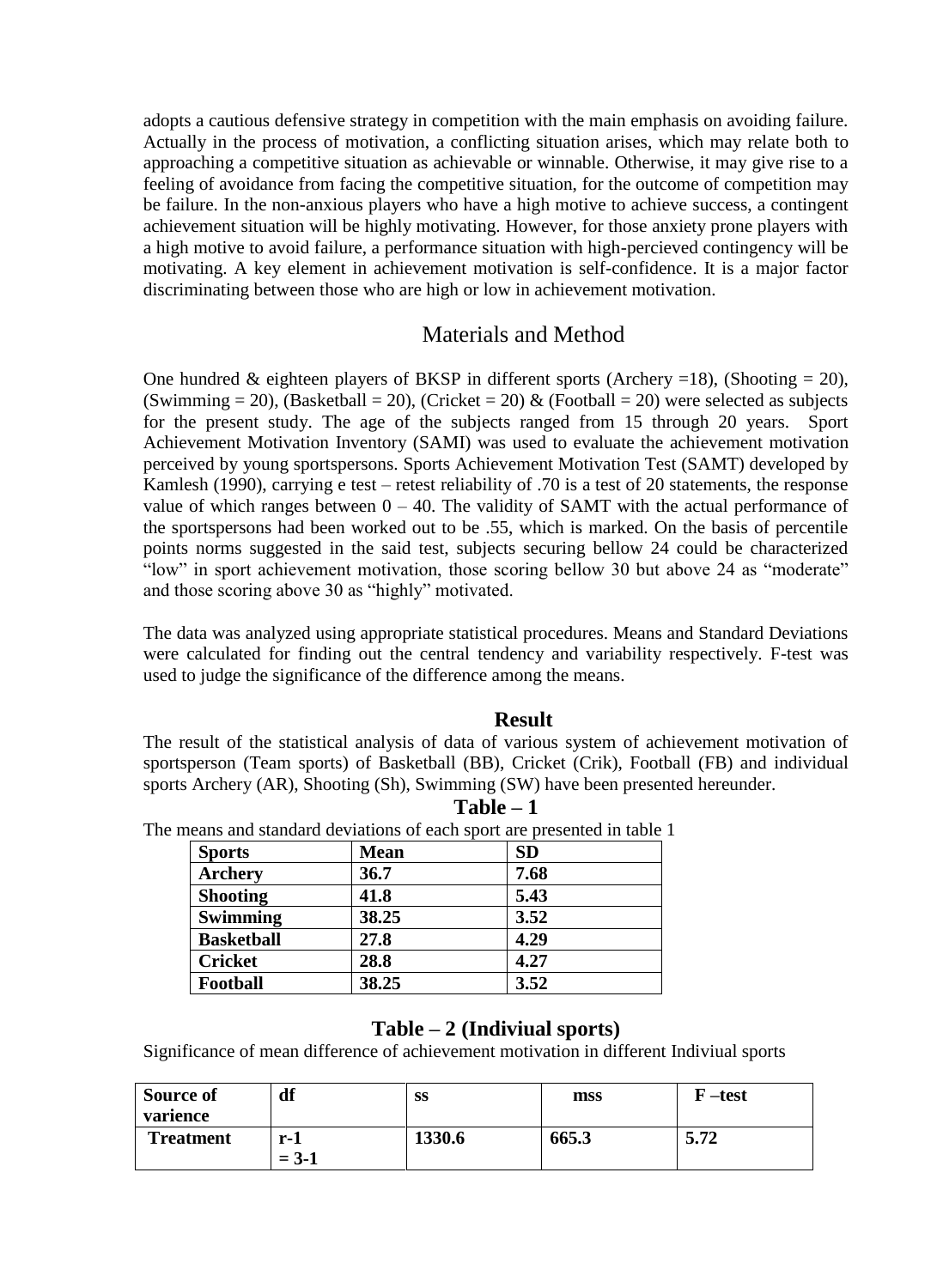adopts a cautious defensive strategy in competition with the main emphasis on avoiding failure. Actually in the process of motivation, a conflicting situation arises, which may relate both to approaching a competitive situation as achievable or winnable. Otherwise, it may give rise to a feeling of avoidance from facing the competitive situation, for the outcome of competition may be failure. In the non-anxious players who have a high motive to achieve success, a contingent achievement situation will be highly motivating. However, for those anxiety prone players with a high motive to avoid failure, a performance situation with high-percieved contingency will be motivating. A key element in achievement motivation is self-confidence. It is a major factor discriminating between those who are high or low in achievement motivation.

## Materials and Method

One hundred & eighteen players of BKSP in different sports (Archery =18), (Shooting = 20), (Swimming = 20), (Basketball = 20), (Cricket = 20) & (Football = 20) were selected as subjects for the present study. The age of the subjects ranged from 15 through 20 years. Sport Achievement Motivation Inventory (SAMI) was used to evaluate the achievement motivation perceived by young sportspersons. Sports Achievement Motivation Test (SAMT) developed by Kamlesh (1990), carrying e test – retest reliability of .70 is a test of 20 statements, the response value of which ranges between 0 – 40. The validity of SAMT with the actual performance of the sportspersons had been worked out to be .55, which is marked. On the basis of percentile points norms suggested in the said test, subjects securing bellow 24 could be characterized "low" in sport achievement motivation, those scoring bellow 30 but above 24 as "moderate" and those scoring above 30 as "highly" motivated.

The data was analyzed using appropriate statistical procedures. Means and Standard Deviations were calculated for finding out the central tendency and variability respectively. F-test was used to judge the significance of the difference among the means.

### Result

The result of the statistical analysis of data of various system of achievement motivation of sportsperson (Team sports) of Basketball (BB), Cricket (Crik), Football (FB) and individual sports Archery (AR), Shooting (Sh), Swimming (SW) have been presented hereunder.

**Table – 1**

The means and standard deviations of each sport are presented in table 1

| Sports | Mean | SD |
|---|---|---|
| **Archery** | **36.7** | **7.68** |
| **Shooting** | **41.8** | **5.43** |
| **Swimming** | **38.25** | **3.52** |
| **Basketball** | **27.8** | **4.29** |
| **Cricket** | **28.8** | **4.27** |
| **Football** | **38.25** | **3.52** |

**Table – 2 (Indiviual sports)**

Significance of mean difference of achievement motivation in different Indiviual sports

| Source of varience | df | ss | mss | F –test |
|---|---|---|---|---|
| **Treatment** | **r-1 = 3-1** | **1330.6** | **665.3** | **5.72** |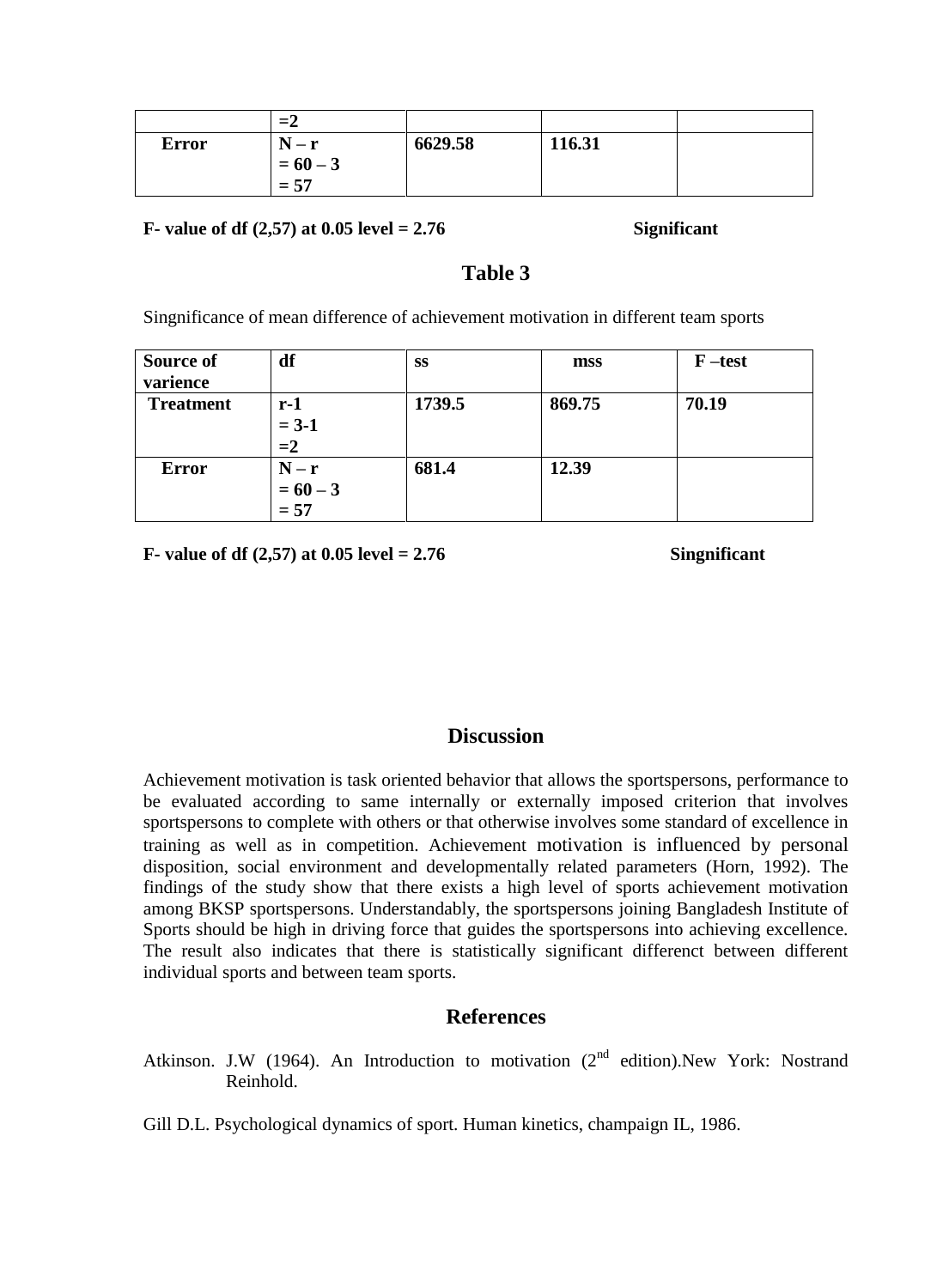| | =2 | | | |
|---|---|---|---|---|
| Error | N – r<br>= 60 – 3<br>= 57 | 6629.58 | 116.31 | |

**F- value of df (2,57) at 0.05 level = 2.76** **Significant**

## Table 3

Singnificance of mean difference of achievement motivation in different team sports

| Source of varience | df | ss | mss | F –test |
|---|---|---|---|---|
| Treatment | r-1<br>= 3-1<br>=2 | 1739.5 | 869.75 | 70.19 |
| Error | N – r<br>= 60 – 3<br>= 57 | 681.4 | 12.39 | |

**F- value of df (2,57) at 0.05 level = 2.76** **Singnificant**

## Discussion

Achievement motivation is task oriented behavior that allows the sportspersons, performance to be evaluated according to same internally or externally imposed criterion that involves sportspersons to complete with others or that otherwise involves some standard of excellence in training as well as in competition. Achievement motivation is influenced by personal disposition, social environment and developmentally related parameters (Horn, 1992). The findings of the study show that there exists a high level of sports achievement motivation among BKSP sportspersons. Understandably, the sportspersons joining Bangladesh Institute of Sports should be high in driving force that guides the sportspersons into achieving excellence. The result also indicates that there is statistically significant differenct between different individual sports and between team sports.

## References

Atkinson. J.W (1964). An Introduction to motivation (2nd edition).New York: Nostrand Reinhold.

Gill D.L. Psychological dynamics of sport. Human kinetics, champaign IL, 1986.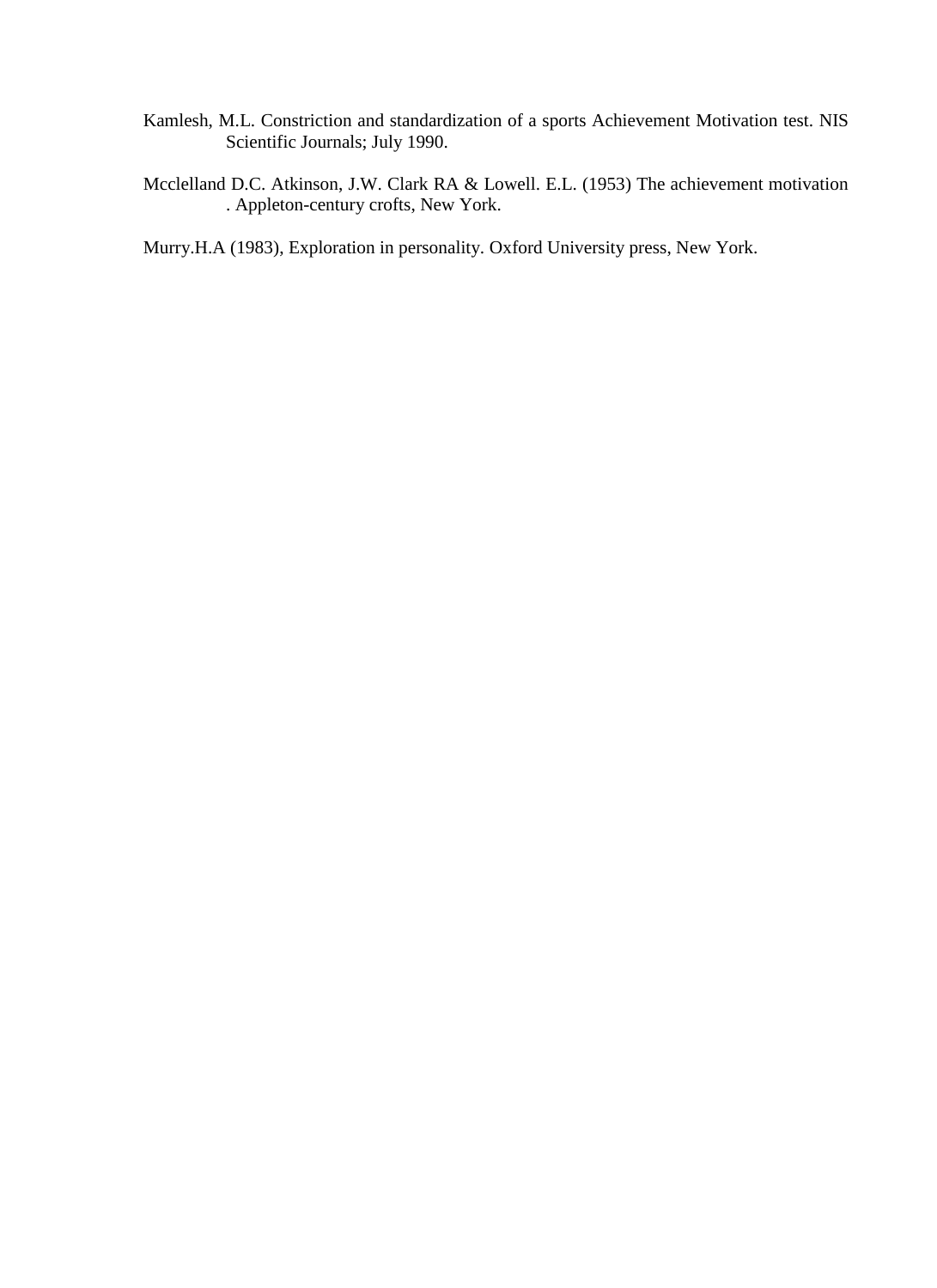Kamlesh, M.L. Constriction and standardization of a sports Achievement Motivation test. NIS Scientific Journals; July 1990.

Mcclelland D.C. Atkinson, J.W. Clark RA & Lowell. E.L. (1953) The achievement motivation . Appleton-century crofts, New York.

Murry.H.A (1983), Exploration in personality. Oxford University press, New York.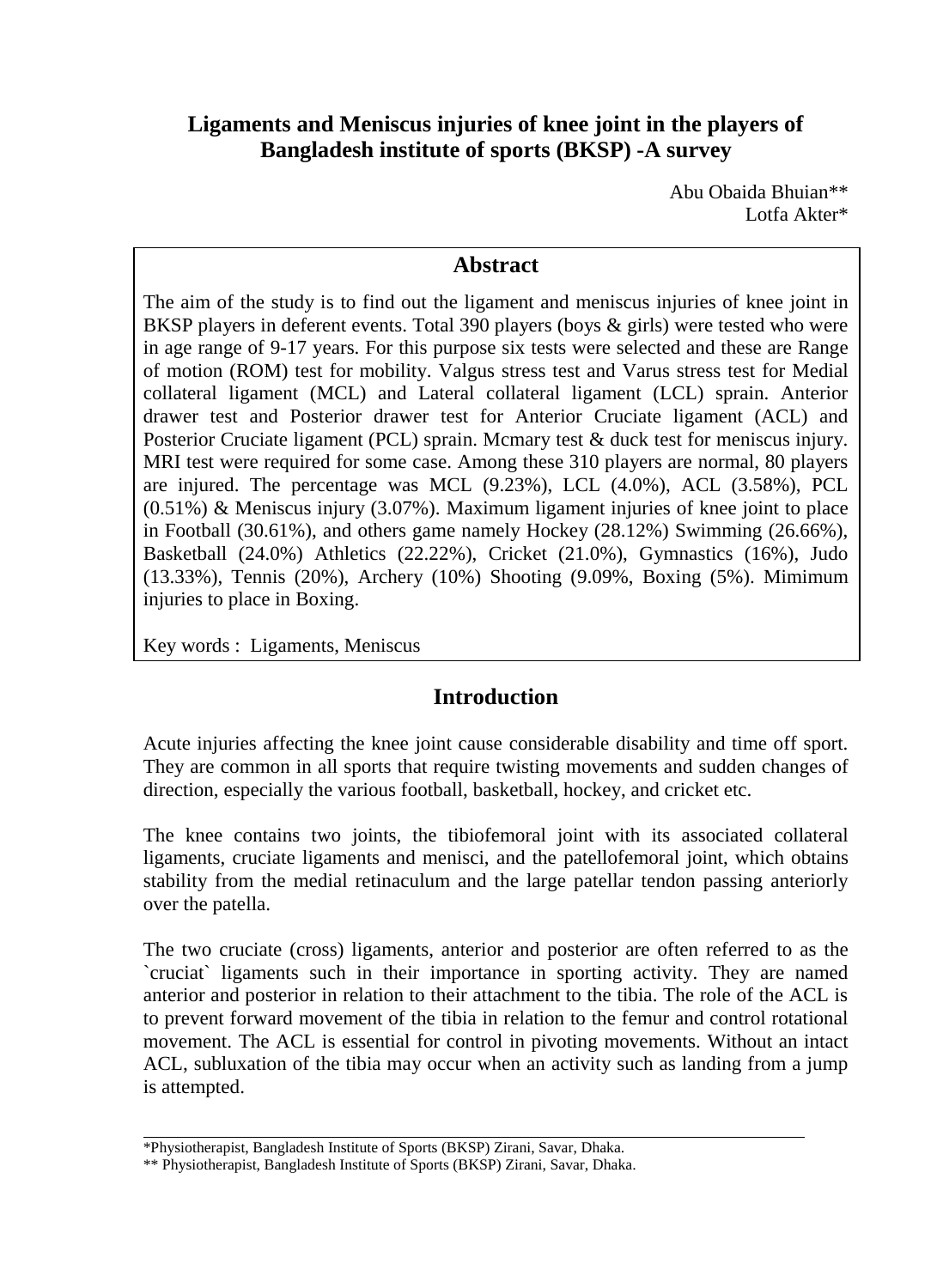# Ligaments and Meniscus injuries of knee joint in the players of Bangladesh institute of sports (BKSP) -A survey

Abu Obaida Bhuian**
Lotfa Akter*

## Abstract

The aim of the study is to find out the ligament and meniscus injuries of knee joint in BKSP players in deferent events. Total 390 players (boys & girls) were tested who were in age range of 9-17 years. For this purpose six tests were selected and these are Range of motion (ROM) test for mobility. Valgus stress test and Varus stress test for Medial collateral ligament (MCL) and Lateral collateral ligament (LCL) sprain. Anterior drawer test and Posterior drawer test for Anterior Cruciate ligament (ACL) and Posterior Cruciate ligament (PCL) sprain. Mcmary test & duck test for meniscus injury. MRI test were required for some case. Among these 310 players are normal, 80 players are injured. The percentage was MCL (9.23%), LCL (4.0%), ACL (3.58%), PCL (0.51%) & Meniscus injury (3.07%). Maximum ligament injuries of knee joint to place in Football (30.61%), and others game namely Hockey (28.12%) Swimming (26.66%), Basketball (24.0%) Athletics (22.22%), Cricket (21.0%), Gymnastics (16%), Judo (13.33%), Tennis (20%), Archery (10%) Shooting (9.09%, Boxing (5%). Mimimum injuries to place in Boxing.

Key words : Ligaments, Meniscus

## Introduction

Acute injuries affecting the knee joint cause considerable disability and time off sport. They are common in all sports that require twisting movements and sudden changes of direction, especially the various football, basketball, hockey, and cricket etc.

The knee contains two joints, the tibiofemoral joint with its associated collateral ligaments, cruciate ligaments and menisci, and the patellofemoral joint, which obtains stability from the medial retinaculum and the large patellar tendon passing anteriorly over the patella.

The two cruciate (cross) ligaments, anterior and posterior are often referred to as the `cruciat` ligaments such in their importance in sporting activity. They are named anterior and posterior in relation to their attachment to the tibia. The role of the ACL is to prevent forward movement of the tibia in relation to the femur and control rotational movement. The ACL is essential for control in pivoting movements. Without an intact ACL, subluxation of the tibia may occur when an activity such as landing from a jump is attempted.

*Physiotherapist, Bangladesh Institute of Sports (BKSP) Zirani, Savar, Dhaka.

** Physiotherapist, Bangladesh Institute of Sports (BKSP) Zirani, Savar, Dhaka.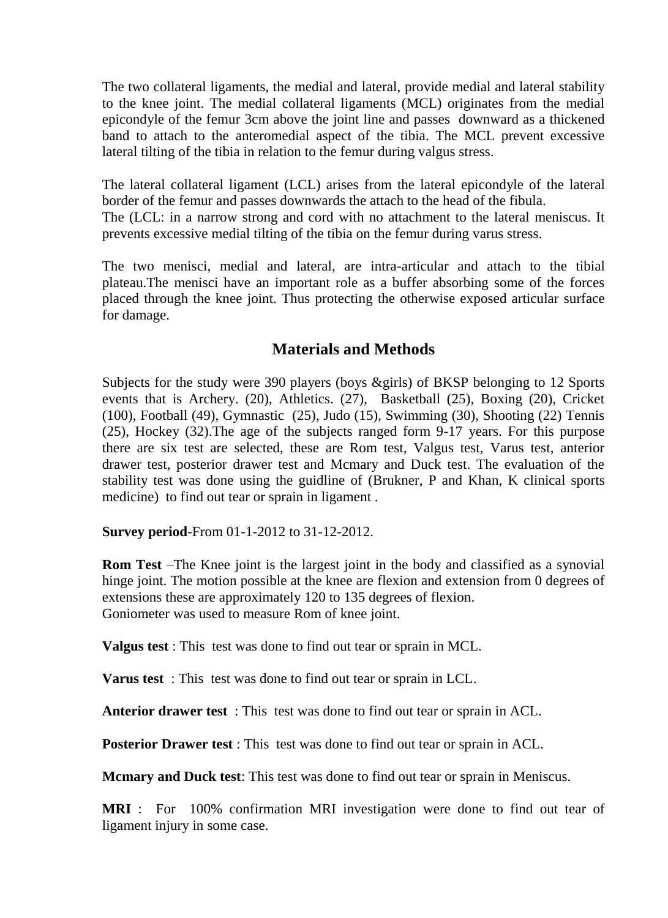The two collateral ligaments, the medial and lateral, provide medial and lateral stability to the knee joint. The medial collateral ligaments (MCL) originates from the medial epicondyle of the femur 3cm above the joint line and passes downward as a thickened band to attach to the anteromedial aspect of the tibia. The MCL prevent excessive lateral tilting of the tibia in relation to the femur during valgus stress.

The lateral collateral ligament (LCL) arises from the lateral epicondyle of the lateral border of the femur and passes downwards the attach to the head of the fibula. The (LCL: in a narrow strong and cord with no attachment to the lateral meniscus. It prevents excessive medial tilting of the tibia on the femur during varus stress.

The two menisci, medial and lateral, are intra-articular and attach to the tibial plateau.The menisci have an important role as a buffer absorbing some of the forces placed through the knee joint. Thus protecting the otherwise exposed articular surface for damage.

## Materials and Methods

Subjects for the study were 390 players (boys &girls) of BKSP belonging to 12 Sports events that is Archery. (20), Athletics. (27), Basketball (25), Boxing (20), Cricket (100), Football (49), Gymnastic (25), Judo (15), Swimming (30), Shooting (22) Tennis (25), Hockey (32).The age of the subjects ranged form 9-17 years. For this purpose there are six test are selected, these are Rom test, Valgus test, Varus test, anterior drawer test, posterior drawer test and Mcmary and Duck test. The evaluation of the stability test was done using the guidline of (Brukner, P and Khan, K clinical sports medicine) to find out tear or sprain in ligament .

**Survey period**-From 01-1-2012 to 31-12-2012.

**Rom Test** –The Knee joint is the largest joint in the body and classified as a synovial hinge joint. The motion possible at the knee are flexion and extension from 0 degrees of extensions these are approximately 120 to 135 degrees of flexion.
Goniometer was used to measure Rom of knee joint.

**Valgus test** : This test was done to find out tear or sprain in MCL.

**Varus test** : This test was done to find out tear or sprain in LCL.

**Anterior drawer test** : This test was done to find out tear or sprain in ACL.

**Posterior Drawer test** : This test was done to find out tear or sprain in ACL.

**Mcmary and Duck test**: This test was done to find out tear or sprain in Meniscus.

**MRI** : For 100% confirmation MRI investigation were done to find out tear of ligament injury in some case.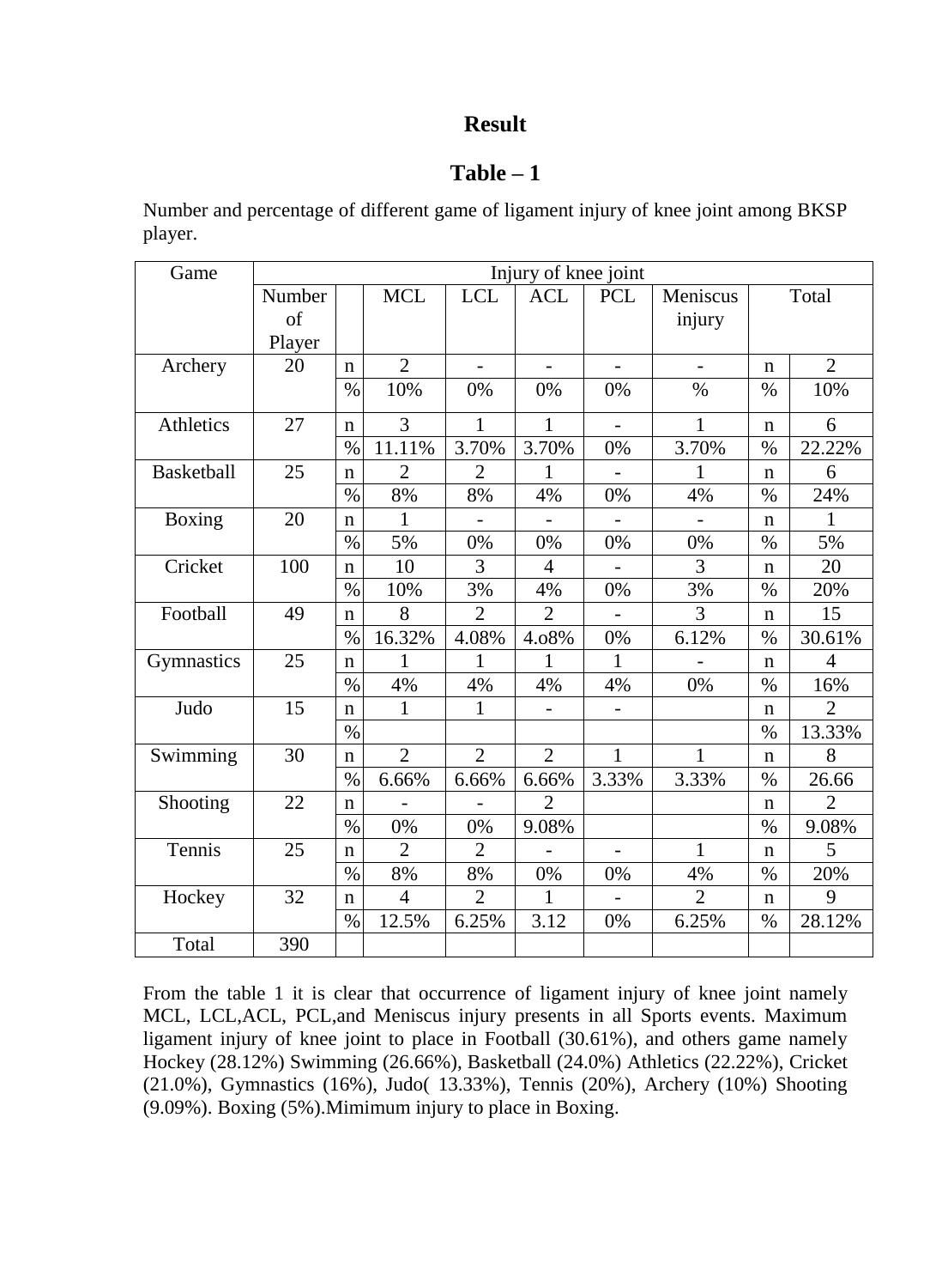# Result

## Table – 1

Number and percentage of different game of ligament injury of knee joint among BKSP player.

| Game | Injury of knee joint | | | | | | | | |
|---|---|---|---|---|---|---|---|---|---|
| | Number of Player | | MCL | LCL | ACL | PCL | Meniscus injury | Total | |
| Archery | 20 | n | 2 | - | - | - | - | n | 2 |
| | | % | 10% | 0% | 0% | 0% | % | % | 10% |
| Athletics | 27 | n | 3 | 1 | 1 | - | 1 | n | 6 |
| | | % | 11.11% | 3.70% | 3.70% | 0% | 3.70% | % | 22.22% |
| Basketball | 25 | n | 2 | 2 | 1 | - | 1 | n | 6 |
| | | % | 8% | 8% | 4% | 0% | 4% | % | 24% |
| Boxing | 20 | n | 1 | - | - | - | - | n | 1 |
| | | % | 5% | 0% | 0% | 0% | 0% | % | 5% |
| Cricket | 100 | n | 10 | 3 | 4 | - | 3 | n | 20 |
| | | % | 10% | 3% | 4% | 0% | 3% | % | 20% |
| Football | 49 | n | 8 | 2 | 2 | - | 3 | n | 15 |
| | | % | 16.32% | 4.08% | 4.o8% | 0% | 6.12% | % | 30.61% |
| Gymnastics | 25 | n | 1 | 1 | 1 | 1 | - | n | 4 |
| | | % | 4% | 4% | 4% | 4% | 0% | % | 16% |
| Judo | 15 | n | 1 | 1 | - | - | | n | 2 |
| | | % | | | | | | % | 13.33% |
| Swimming | 30 | n | 2 | 2 | 2 | 1 | 1 | n | 8 |
| | | % | 6.66% | 6.66% | 6.66% | 3.33% | 3.33% | % | 26.66 |
| Shooting | 22 | n | - | - | 2 | | | n | 2 |
| | | % | 0% | 0% | 9.08% | | | % | 9.08% |
| Tennis | 25 | n | 2 | 2 | - | - | 1 | n | 5 |
| | | % | 8% | 8% | 0% | 0% | 4% | % | 20% |
| Hockey | 32 | n | 4 | 2 | 1 | - | 2 | n | 9 |
| | | % | 12.5% | 6.25% | 3.12 | 0% | 6.25% | % | 28.12% |
| Total | 390 | | | | | | | | |

From the table 1 it is clear that occurrence of ligament injury of knee joint namely MCL, LCL,ACL, PCL,and Meniscus injury presents in all Sports events. Maximum ligament injury of knee joint to place in Football (30.61%), and others game namely Hockey (28.12%) Swimming (26.66%), Basketball (24.0%) Athletics (22.22%), Cricket (21.0%), Gymnastics (16%), Judo( 13.33%), Tennis (20%), Archery (10%) Shooting (9.09%). Boxing (5%).Mimimum injury to place in Boxing.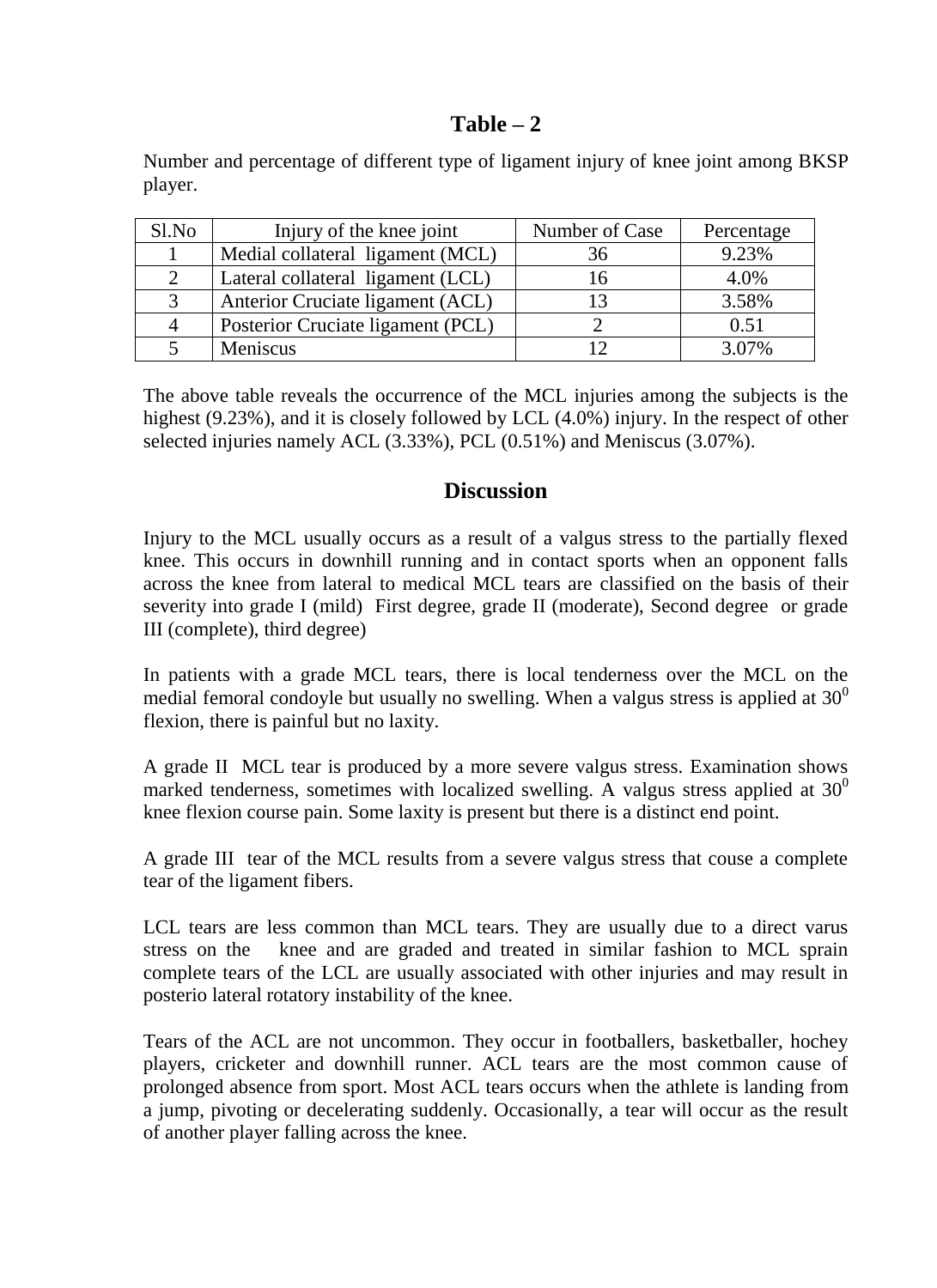## Table – 2

Number and percentage of different type of ligament injury of knee joint among BKSP player.

| Sl.No | Injury of the knee joint | Number of Case | Percentage |
|---|---|---|---|
| 1 | Medial collateral ligament (MCL) | 36 | 9.23% |
| 2 | Lateral collateral ligament (LCL) | 16 | 4.0% |
| 3 | Anterior Cruciate ligament (ACL) | 13 | 3.58% |
| 4 | Posterior Cruciate ligament (PCL) | 2 | 0.51 |
| 5 | Meniscus | 12 | 3.07% |

The above table reveals the occurrence of the MCL injuries among the subjects is the highest (9.23%), and it is closely followed by LCL (4.0%) injury. In the respect of other selected injuries namely ACL (3.33%), PCL (0.51%) and Meniscus (3.07%).

## Discussion

Injury to the MCL usually occurs as a result of a valgus stress to the partially flexed knee. This occurs in downhill running and in contact sports when an opponent falls across the knee from lateral to medical MCL tears are classified on the basis of their severity into grade I (mild) First degree, grade II (moderate), Second degree or grade III (complete), third degree)

In patients with a grade MCL tears, there is local tenderness over the MCL on the medial femoral condoyle but usually no swelling. When a valgus stress is applied at $30^0$ flexion, there is painful but no laxity.

A grade II MCL tear is produced by a more severe valgus stress. Examination shows marked tenderness, sometimes with localized swelling. A valgus stress applied at $30^0$ knee flexion course pain. Some laxity is present but there is a distinct end point.

A grade III tear of the MCL results from a severe valgus stress that couse a complete tear of the ligament fibers.

LCL tears are less common than MCL tears. They are usually due to a direct varus stress on the knee and are graded and treated in similar fashion to MCL sprain complete tears of the LCL are usually associated with other injuries and may result in posterio lateral rotatory instability of the knee.

Tears of the ACL are not uncommon. They occur in footballers, basketballer, hochey players, cricketer and downhill runner. ACL tears are the most common cause of prolonged absence from sport. Most ACL tears occurs when the athlete is landing from a jump, pivoting or decelerating suddenly. Occasionally, a tear will occur as the result of another player falling across the knee.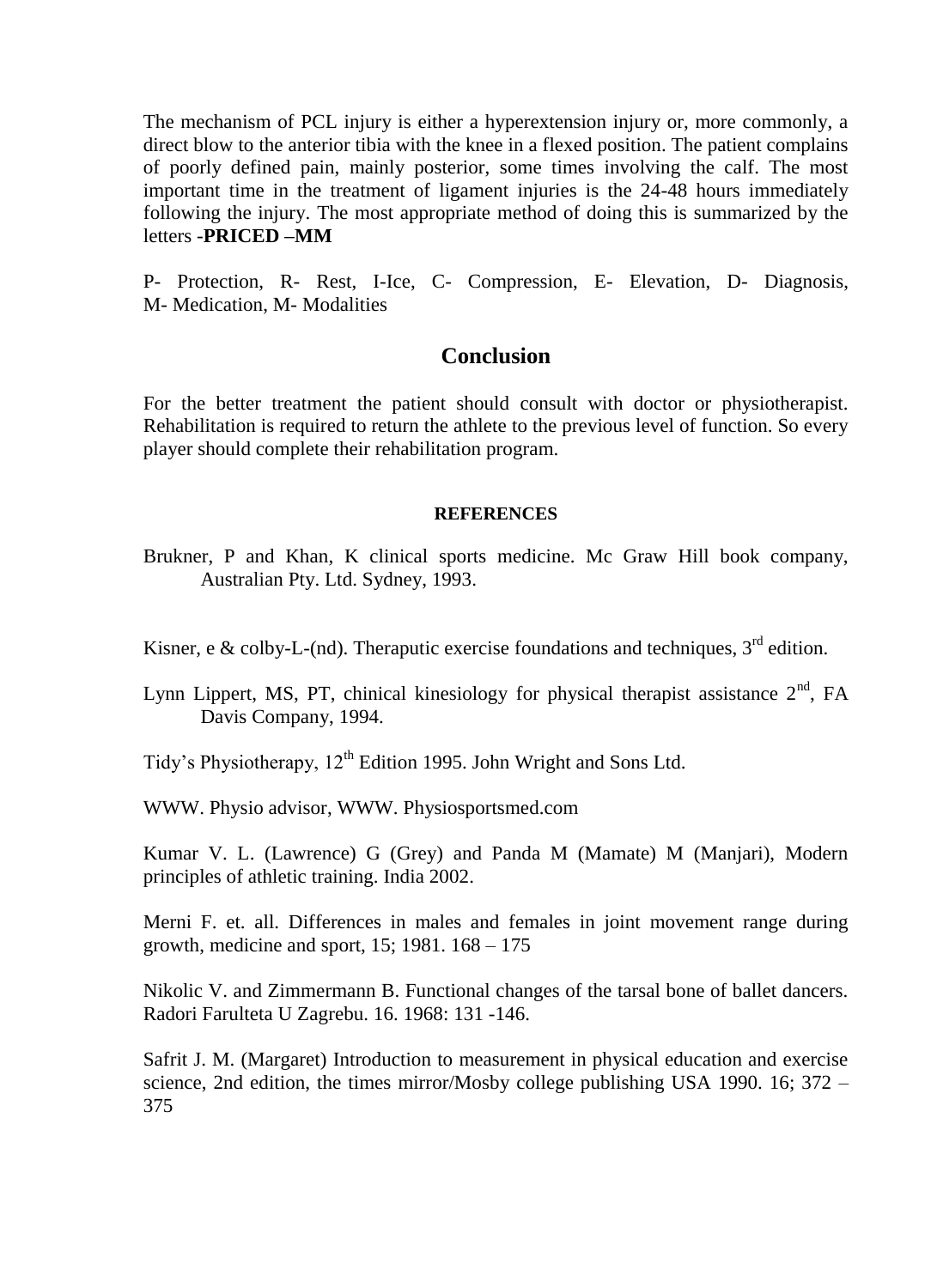The mechanism of PCL injury is either a hyperextension injury or, more commonly, a direct blow to the anterior tibia with the knee in a flexed position. The patient complains of poorly defined pain, mainly posterior, some times involving the calf. The most important time in the treatment of ligament injuries is the 24-48 hours immediately following the injury. The most appropriate method of doing this is summarized by the letters -**PRICED –MM**

P- Protection, R- Rest, I-Ice, C- Compression, E- Elevation, D- Diagnosis, M- Medication, M- Modalities

## Conclusion

For the better treatment the patient should consult with doctor or physiotherapist. Rehabilitation is required to return the athlete to the previous level of function. So every player should complete their rehabilitation program.

### REFERENCES

Brukner, P and Khan, K clinical sports medicine. Mc Graw Hill book company, Australian Pty. Ltd. Sydney, 1993.

Kisner, e & colby-L-(nd). Theraputic exercise foundations and techniques, 3rd edition.

Lynn Lippert, MS, PT, chinical kinesiology for physical therapist assistance 2nd, FA Davis Company, 1994.

Tidy's Physiotherapy, 12th Edition 1995. John Wright and Sons Ltd.

WWW. Physio advisor, WWW. Physiosportsmed.com

Kumar V. L. (Lawrence) G (Grey) and Panda M (Mamate) M (Manjari), Modern principles of athletic training. India 2002.

Merni F. et. all. Differences in males and females in joint movement range during growth, medicine and sport, 15; 1981. 168 – 175

Nikolic V. and Zimmermann B. Functional changes of the tarsal bone of ballet dancers. Radori Farulteta U Zagrebu. 16. 1968: 131 -146.

Safrit J. M. (Margaret) Introduction to measurement in physical education and exercise science, 2nd edition, the times mirror/Mosby college publishing USA 1990. 16; 372 – 375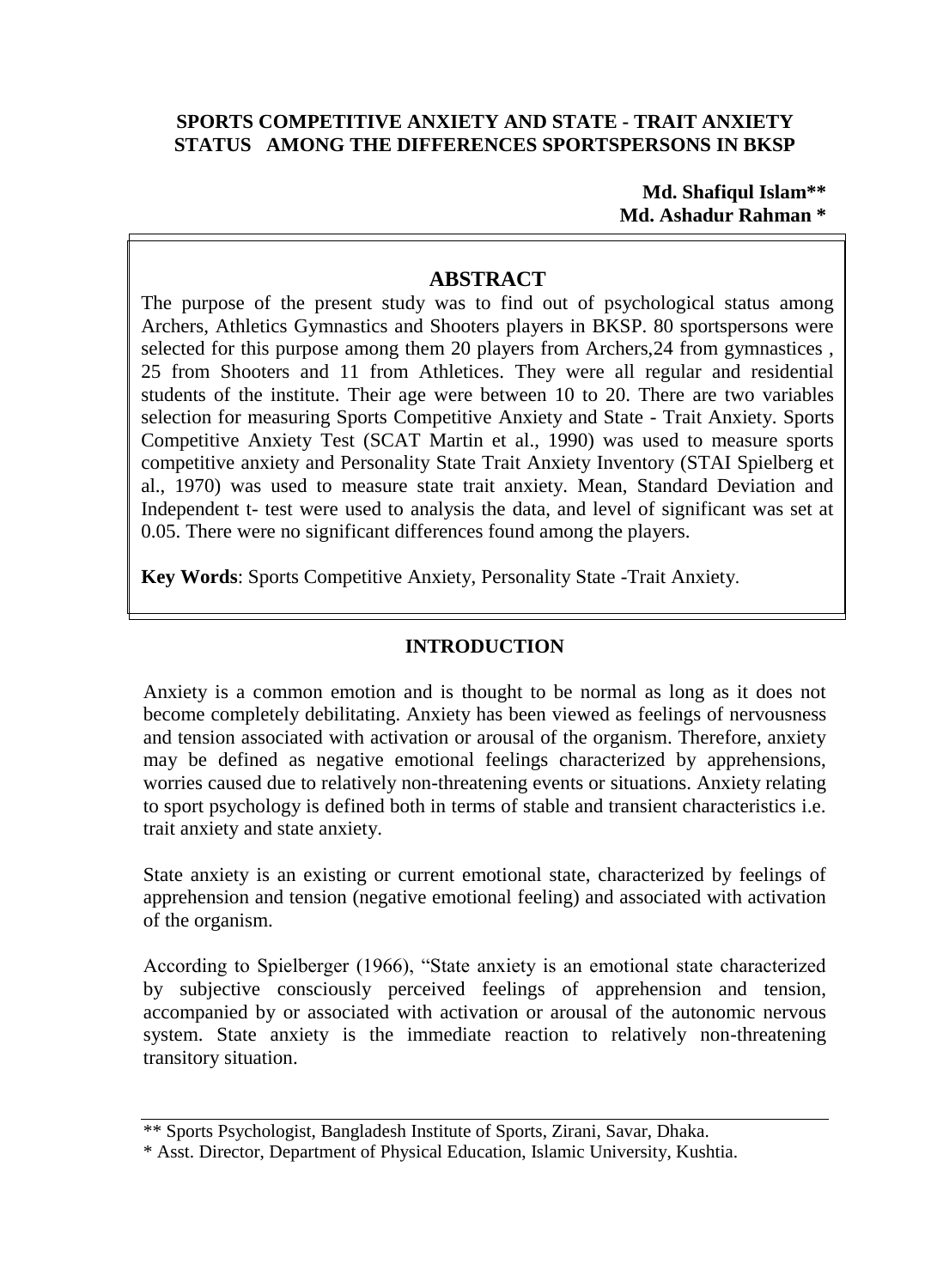# SPORTS COMPETITIVE ANXIETY AND STATE - TRAIT ANXIETY STATUS AMONG THE DIFFERENCES SPORTSPERSONS IN BKSP

**Md. Shafiqul Islam****
**Md. Ashadur Rahman ***

## ABSTRACT

The purpose of the present study was to find out of psychological status among Archers, Athletics Gymnastics and Shooters players in BKSP. 80 sportspersons were selected for this purpose among them 20 players from Archers,24 from gymnastices , 25 from Shooters and 11 from Athletices. They were all regular and residential students of the institute. Their age were between 10 to 20. There are two variables selection for measuring Sports Competitive Anxiety and State - Trait Anxiety. Sports Competitive Anxiety Test (SCAT Martin et al., 1990) was used to measure sports competitive anxiety and Personality State Trait Anxiety Inventory (STAI Spielberg et al., 1970) was used to measure state trait anxiety. Mean, Standard Deviation and Independent t- test were used to analysis the data, and level of significant was set at 0.05. There were no significant differences found among the players.

**Key Words**: Sports Competitive Anxiety, Personality State -Trait Anxiety.

## INTRODUCTION

Anxiety is a common emotion and is thought to be normal as long as it does not become completely debilitating. Anxiety has been viewed as feelings of nervousness and tension associated with activation or arousal of the organism. Therefore, anxiety may be defined as negative emotional feelings characterized by apprehensions, worries caused due to relatively non-threatening events or situations. Anxiety relating to sport psychology is defined both in terms of stable and transient characteristics i.e. trait anxiety and state anxiety.

State anxiety is an existing or current emotional state, characterized by feelings of apprehension and tension (negative emotional feeling) and associated with activation of the organism.

According to Spielberger (1966), "State anxiety is an emotional state characterized by subjective consciously perceived feelings of apprehension and tension, accompanied by or associated with activation or arousal of the autonomic nervous system. State anxiety is the immediate reaction to relatively non-threatening transitory situation.

---

** Sports Psychologist, Bangladesh Institute of Sports, Zirani, Savar, Dhaka.

* Asst. Director, Department of Physical Education, Islamic University, Kushtia.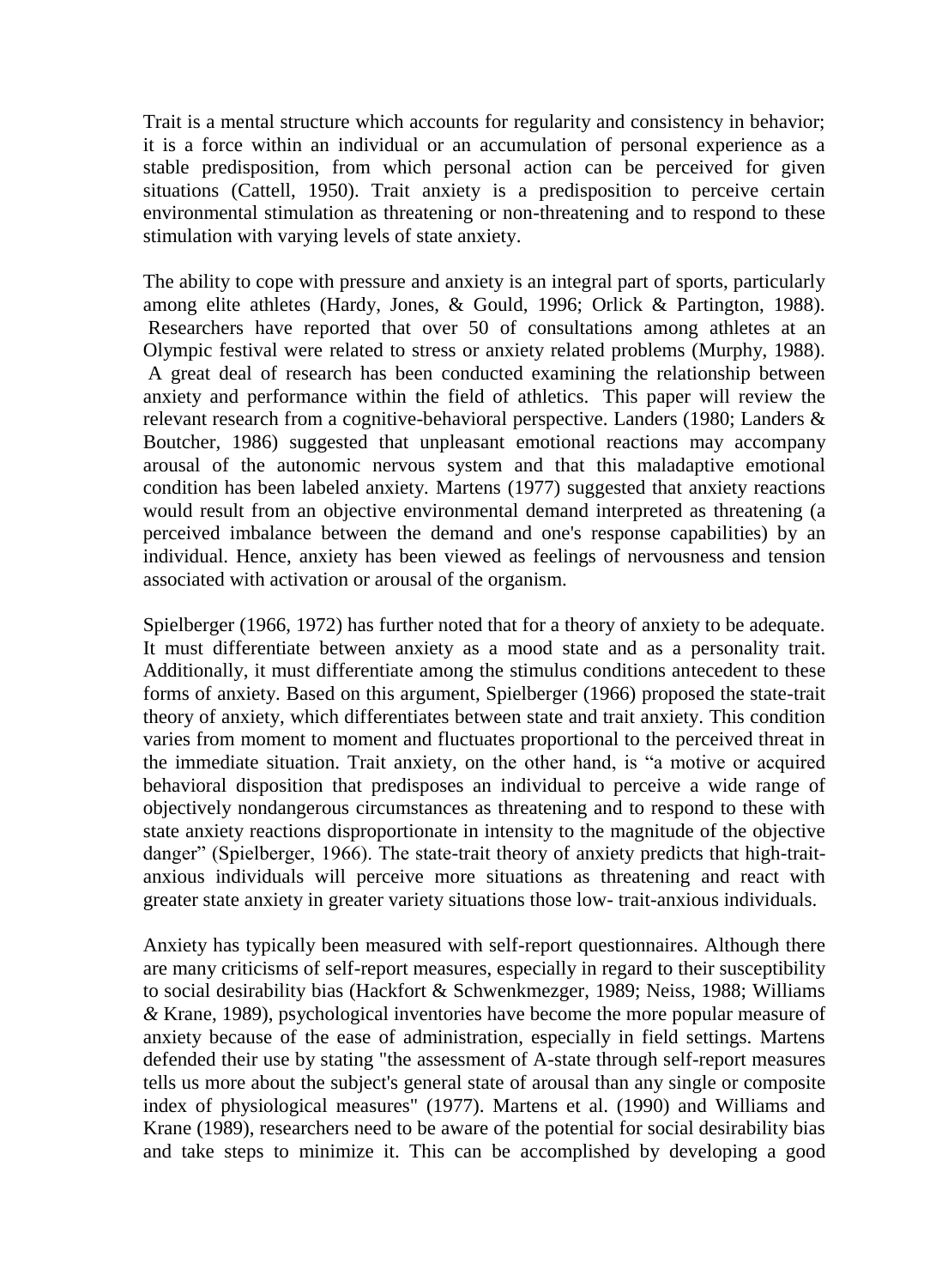Trait is a mental structure which accounts for regularity and consistency in behavior; it is a force within an individual or an accumulation of personal experience as a stable predisposition, from which personal action can be perceived for given situations (Cattell, 1950). Trait anxiety is a predisposition to perceive certain environmental stimulation as threatening or non-threatening and to respond to these stimulation with varying levels of state anxiety.

The ability to cope with pressure and anxiety is an integral part of sports, particularly among elite athletes (Hardy, Jones, & Gould, 1996; Orlick & Partington, 1988). Researchers have reported that over 50 of consultations among athletes at an Olympic festival were related to stress or anxiety related problems (Murphy, 1988). A great deal of research has been conducted examining the relationship between anxiety and performance within the field of athletics. This paper will review the relevant research from a cognitive-behavioral perspective. Landers (1980; Landers & Boutcher, 1986) suggested that unpleasant emotional reactions may accompany arousal of the autonomic nervous system and that this maladaptive emotional condition has been labeled anxiety. Martens (1977) suggested that anxiety reactions would result from an objective environmental demand interpreted as threatening (a perceived imbalance between the demand and one's response capabilities) by an individual. Hence, anxiety has been viewed as feelings of nervousness and tension associated with activation or arousal of the organism.

Spielberger (1966, 1972) has further noted that for a theory of anxiety to be adequate. It must differentiate between anxiety as a mood state and as a personality trait. Additionally, it must differentiate among the stimulus conditions antecedent to these forms of anxiety. Based on this argument, Spielberger (1966) proposed the state-trait theory of anxiety, which differentiates between state and trait anxiety. This condition varies from moment to moment and fluctuates proportional to the perceived threat in the immediate situation. Trait anxiety, on the other hand, is "a motive or acquired behavioral disposition that predisposes an individual to perceive a wide range of objectively nondangerous circumstances as threatening and to respond to these with state anxiety reactions disproportionate in intensity to the magnitude of the objective danger" (Spielberger, 1966). The state-trait theory of anxiety predicts that high-trait-anxious individuals will perceive more situations as threatening and react with greater state anxiety in greater variety situations those low- trait-anxious individuals.

Anxiety has typically been measured with self-report questionnaires. Although there are many criticisms of self-report measures, especially in regard to their susceptibility to social desirability bias (Hackfort & Schwenkmezger, 1989; Neiss, 1988; Williams *&* Krane, 1989), psychological inventories have become the more popular measure of anxiety because of the ease of administration, especially in field settings. Martens defended their use by stating "the assessment of A-state through self-report measures tells us more about the subject's general state of arousal than any single or composite index of physiological measures" (1977). Martens et al. (1990) and Williams and Krane (1989), researchers need to be aware of the potential for social desirability bias and take steps to minimize it. This can be accomplished by developing a good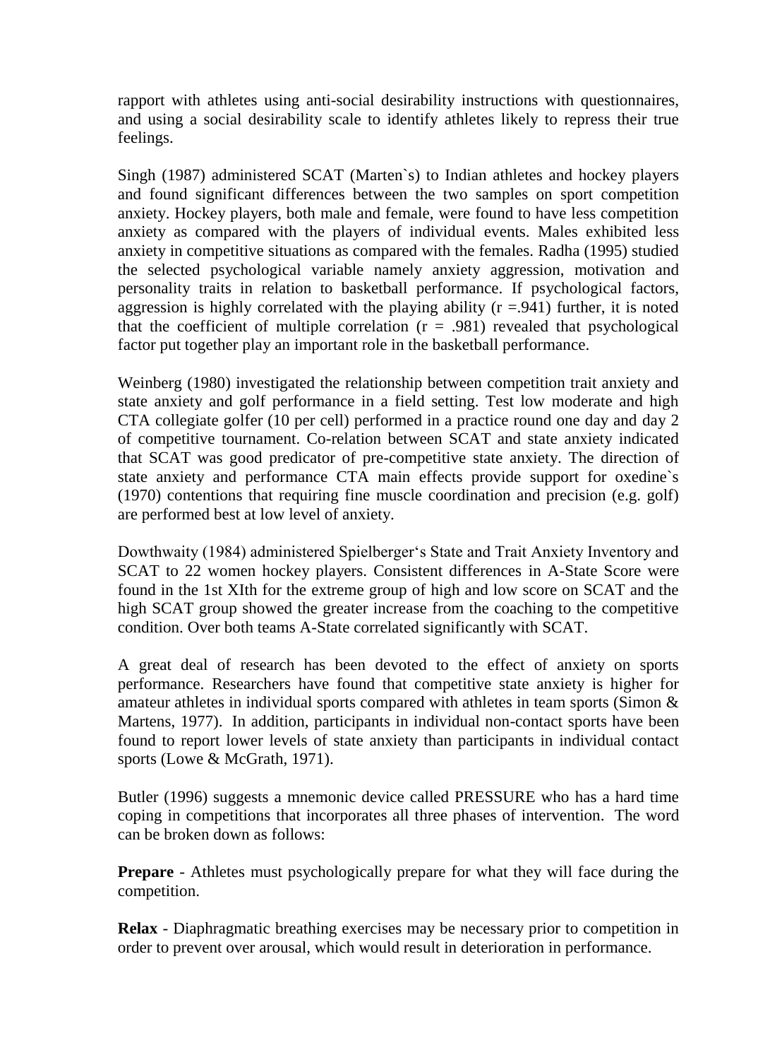rapport with athletes using anti-social desirability instructions with questionnaires, and using a social desirability scale to identify athletes likely to repress their true feelings.

Singh (1987) administered SCAT (Marten`s) to Indian athletes and hockey players and found significant differences between the two samples on sport competition anxiety. Hockey players, both male and female, were found to have less competition anxiety as compared with the players of individual events. Males exhibited less anxiety in competitive situations as compared with the females. Radha (1995) studied the selected psychological variable namely anxiety aggression, motivation and personality traits in relation to basketball performance. If psychological factors, aggression is highly correlated with the playing ability ($r = .941$) further, it is noted that the coefficient of multiple correlation ($r = .981$) revealed that psychological factor put together play an important role in the basketball performance.

Weinberg (1980) investigated the relationship between competition trait anxiety and state anxiety and golf performance in a field setting. Test low moderate and high CTA collegiate golfer (10 per cell) performed in a practice round one day and day 2 of competitive tournament. Co-relation between SCAT and state anxiety indicated that SCAT was good predicator of pre-competitive state anxiety. The direction of state anxiety and performance CTA main effects provide support for oxedine`s (1970) contentions that requiring fine muscle coordination and precision (e.g. golf) are performed best at low level of anxiety.

Dowthwaity (1984) administered Spielberger‘s State and Trait Anxiety Inventory and SCAT to 22 women hockey players. Consistent differences in A-State Score were found in the 1st XIth for the extreme group of high and low score on SCAT and the high SCAT group showed the greater increase from the coaching to the competitive condition. Over both teams A-State correlated significantly with SCAT.

A great deal of research has been devoted to the effect of anxiety on sports performance. Researchers have found that competitive state anxiety is higher for amateur athletes in individual sports compared with athletes in team sports (Simon & Martens, 1977). In addition, participants in individual non-contact sports have been found to report lower levels of state anxiety than participants in individual contact sports (Lowe & McGrath, 1971).

Butler (1996) suggests a mnemonic device called PRESSURE who has a hard time coping in competitions that incorporates all three phases of intervention. The word can be broken down as follows:

**Prepare** - Athletes must psychologically prepare for what they will face during the competition.

**Relax** - Diaphragmatic breathing exercises may be necessary prior to competition in order to prevent over arousal, which would result in deterioration in performance.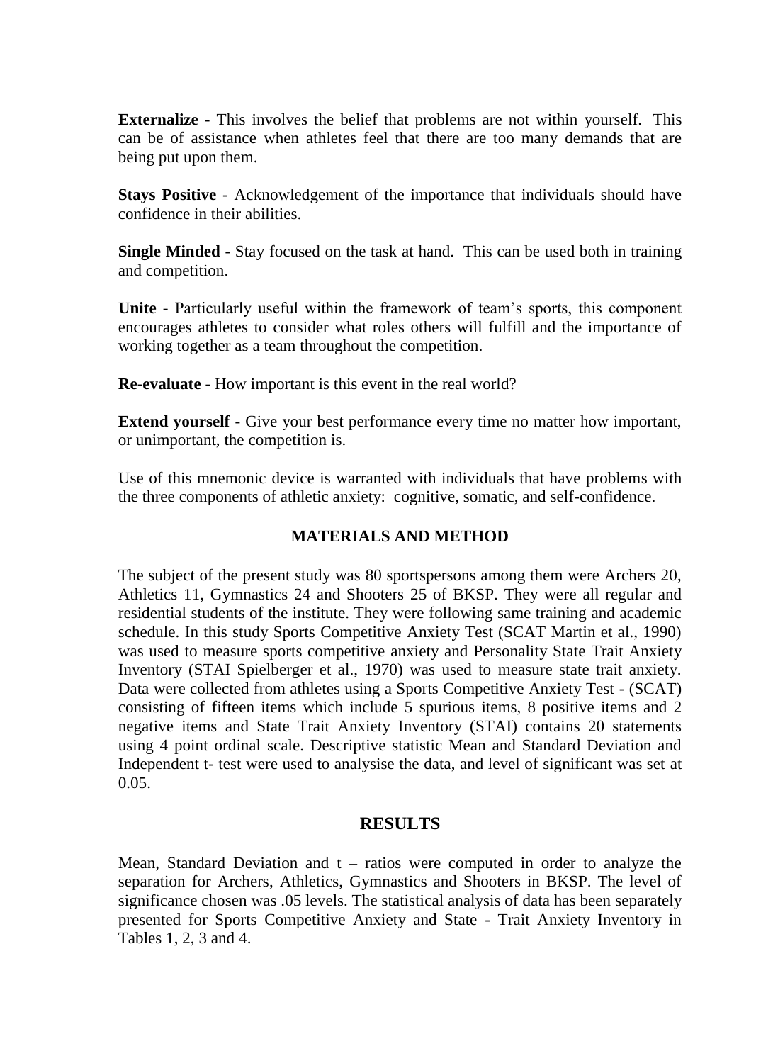**Externalize** - This involves the belief that problems are not within yourself. This can be of assistance when athletes feel that there are too many demands that are being put upon them.

**Stays Positive** - Acknowledgement of the importance that individuals should have confidence in their abilities.

**Single Minded** - Stay focused on the task at hand. This can be used both in training and competition.

**Unite** - Particularly useful within the framework of team's sports, this component encourages athletes to consider what roles others will fulfill and the importance of working together as a team throughout the competition.

**Re-evaluate** - How important is this event in the real world?

**Extend yourself** - Give your best performance every time no matter how important, or unimportant, the competition is.

Use of this mnemonic device is warranted with individuals that have problems with the three components of athletic anxiety: cognitive, somatic, and self-confidence.

## MATERIALS AND METHOD

The subject of the present study was 80 sportspersons among them were Archers 20, Athletics 11, Gymnastics 24 and Shooters 25 of BKSP. They were all regular and residential students of the institute. They were following same training and academic schedule. In this study Sports Competitive Anxiety Test (SCAT Martin et al., 1990) was used to measure sports competitive anxiety and Personality State Trait Anxiety Inventory (STAI Spielberger et al., 1970) was used to measure state trait anxiety. Data were collected from athletes using a Sports Competitive Anxiety Test - (SCAT) consisting of fifteen items which include 5 spurious items, 8 positive items and 2 negative items and State Trait Anxiety Inventory (STAI) contains 20 statements using 4 point ordinal scale. Descriptive statistic Mean and Standard Deviation and Independent t- test were used to analysise the data, and level of significant was set at 0.05.

## RESULTS

Mean, Standard Deviation and t – ratios were computed in order to analyze the separation for Archers, Athletics, Gymnastics and Shooters in BKSP. The level of significance chosen was .05 levels. The statistical analysis of data has been separately presented for Sports Competitive Anxiety and State - Trait Anxiety Inventory in Tables 1, 2, 3 and 4.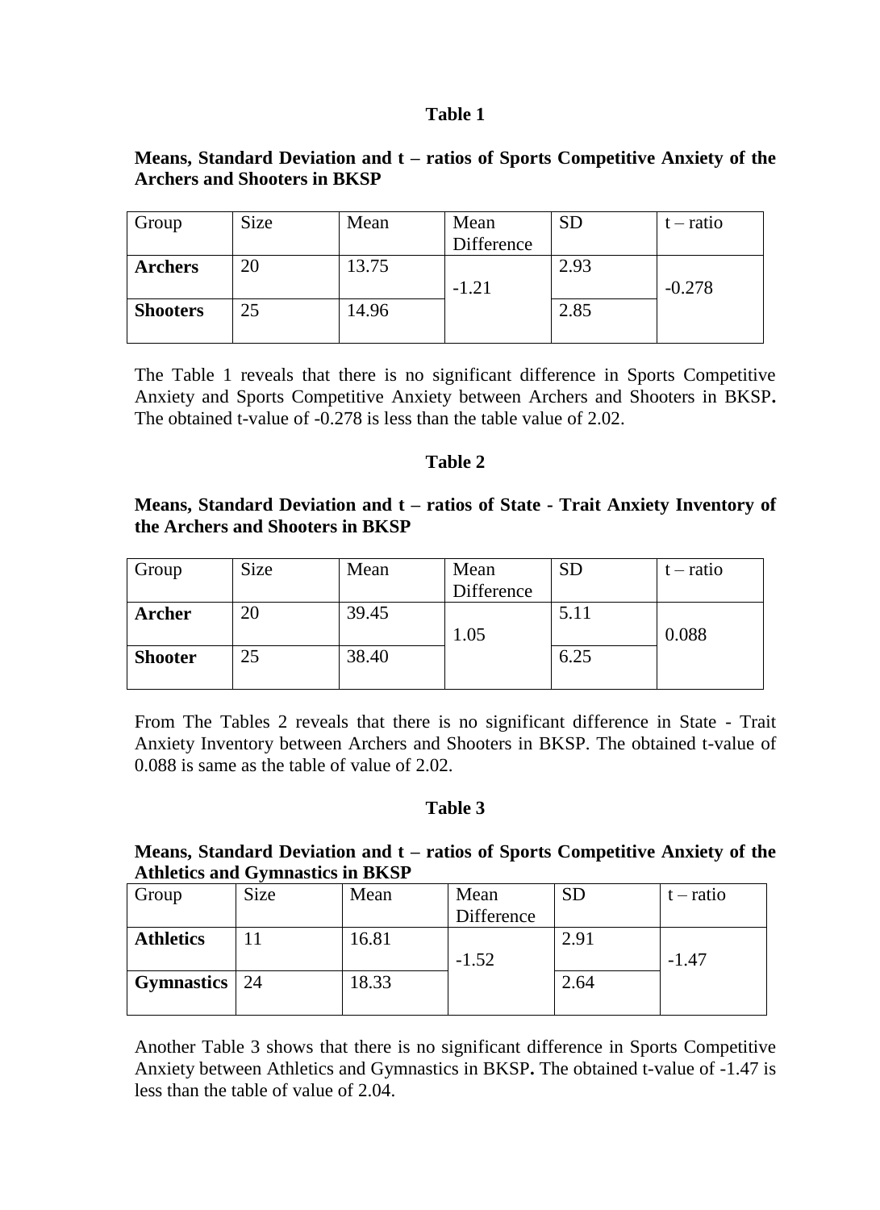**Table 1**

**Means, Standard Deviation and t – ratios of Sports Competitive Anxiety of the Archers and Shooters in BKSP**

| Group | Size | Mean | Mean Difference | SD | t – ratio |
|---|---|---|---|---|---|
| **Archers** | 20 | 13.75 | -1.21 | 2.93 | -0.278 |
| **Shooters** | 25 | 14.96 | | 2.85 | |

The Table 1 reveals that there is no significant difference in Sports Competitive Anxiety and Sports Competitive Anxiety between Archers and Shooters in BKSP**.** The obtained t-value of -0.278 is less than the table value of 2.02.

**Table 2**

**Means, Standard Deviation and t – ratios of State - Trait Anxiety Inventory of the Archers and Shooters in BKSP**

| Group | Size | Mean | Mean Difference | SD | t – ratio |
|---|---|---|---|---|---|
| **Archer** | 20 | 39.45 | 1.05 | 5.11 | 0.088 |
| **Shooter** | 25 | 38.40 | | 6.25 | |

From The Tables 2 reveals that there is no significant difference in State - Trait Anxiety Inventory between Archers and Shooters in BKSP. The obtained t-value of 0.088 is same as the table of value of 2.02.

**Table 3**

**Means, Standard Deviation and t – ratios of Sports Competitive Anxiety of the Athletics and Gymnastics in BKSP**

| Group | Size | Mean | Mean Difference | SD | t – ratio |
|---|---|---|---|---|---|
| **Athletics** | 11 | 16.81 | -1.52 | 2.91 | -1.47 |
| **Gymnastics** | 24 | 18.33 | | 2.64 | |

Another Table 3 shows that there is no significant difference in Sports Competitive Anxiety between Athletics and Gymnastics in BKSP**.** The obtained t-value of -1.47 is less than the table of value of 2.04.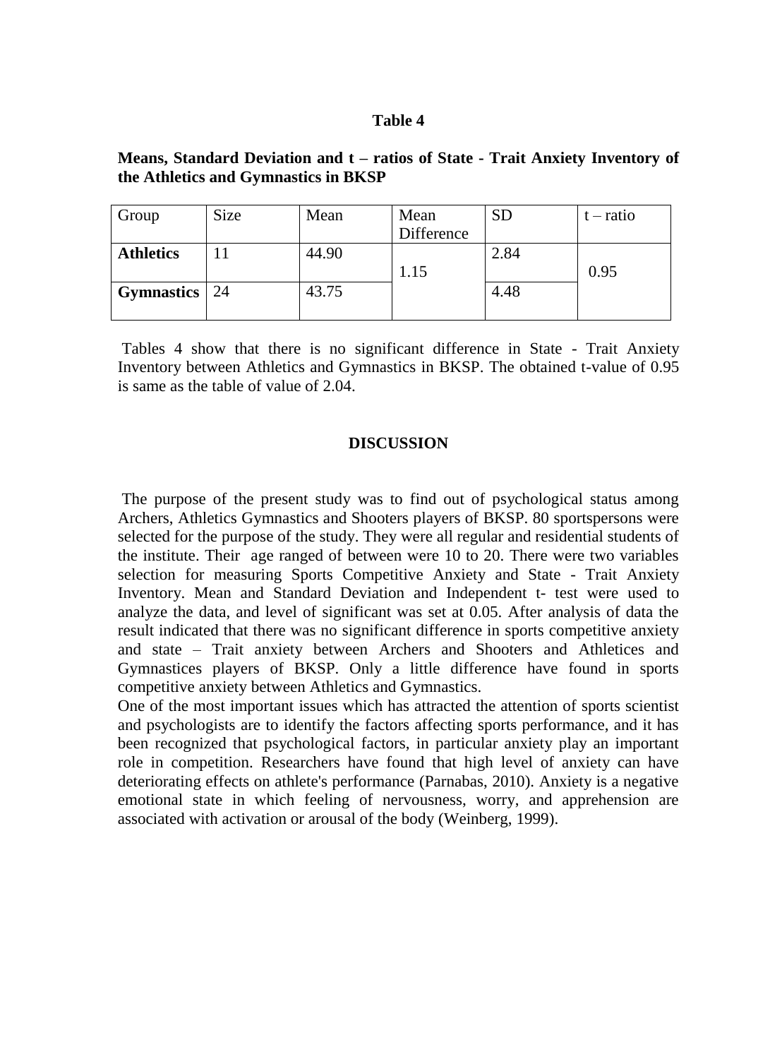**Table 4**

**Means, Standard Deviation and t – ratios of State - Trait Anxiety Inventory of the Athletics and Gymnastics in BKSP**

| Group | Size | Mean | Mean Difference | SD | t – ratio |
|---|---|---|---|---|---|
| **Athletics** | 11 | 44.90 | 1.15 | 2.84 | 0.95 |
| **Gymnastics** | 24 | 43.75 | | 4.48 | |

Tables 4 show that there is no significant difference in State - Trait Anxiety Inventory between Athletics and Gymnastics in BKSP. The obtained t-value of 0.95 is same as the table of value of 2.04.

## DISCUSSION

The purpose of the present study was to find out of psychological status among Archers, Athletics Gymnastics and Shooters players of BKSP. 80 sportspersons were selected for the purpose of the study. They were all regular and residential students of the institute. Their age ranged of between were 10 to 20. There were two variables selection for measuring Sports Competitive Anxiety and State - Trait Anxiety Inventory. Mean and Standard Deviation and Independent t- test were used to analyze the data, and level of significant was set at 0.05. After analysis of data the result indicated that there was no significant difference in sports competitive anxiety and state – Trait anxiety between Archers and Shooters and Athletices and Gymnastices players of BKSP. Only a little difference have found in sports competitive anxiety between Athletics and Gymnastics.

One of the most important issues which has attracted the attention of sports scientist and psychologists are to identify the factors affecting sports performance, and it has been recognized that psychological factors, in particular anxiety play an important role in competition. Researchers have found that high level of anxiety can have deteriorating effects on athlete's performance (Parnabas, 2010). Anxiety is a negative emotional state in which feeling of nervousness, worry, and apprehension are associated with activation or arousal of the body (Weinberg, 1999).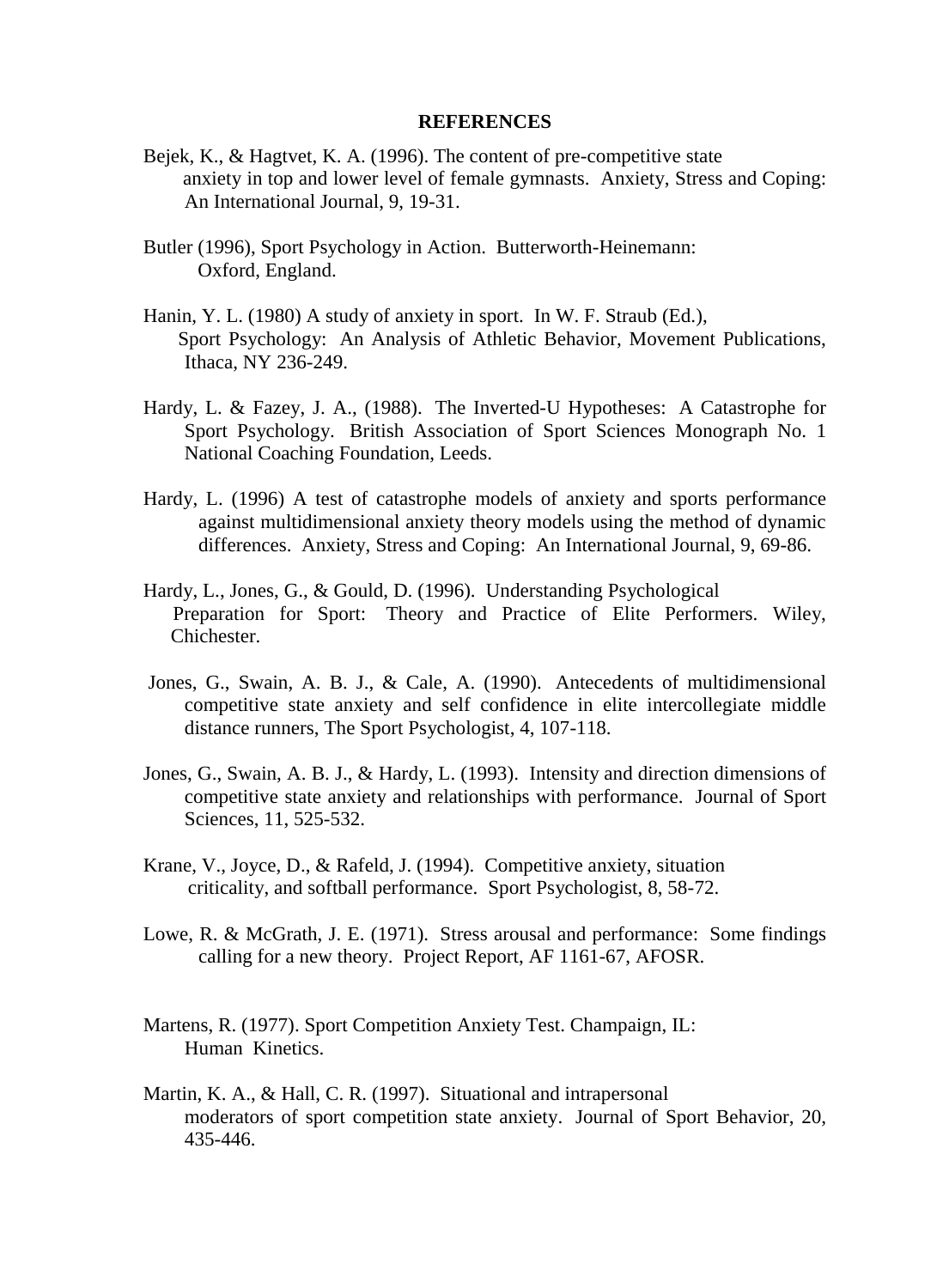**REFERENCES**

Bejek, K., & Hagtvet, K. A. (1996). The content of pre-competitive state anxiety in top and lower level of female gymnasts. Anxiety, Stress and Coping: An International Journal, 9, 19-31.

Butler (1996), Sport Psychology in Action. Butterworth-Heinemann: Oxford, England.

Hanin, Y. L. (1980) A study of anxiety in sport. In W. F. Straub (Ed.), Sport Psychology: An Analysis of Athletic Behavior, Movement Publications, Ithaca, NY 236-249.

Hardy, L. & Fazey, J. A., (1988). The Inverted-U Hypotheses: A Catastrophe for Sport Psychology. British Association of Sport Sciences Monograph No. 1 National Coaching Foundation, Leeds.

Hardy, L. (1996) A test of catastrophe models of anxiety and sports performance against multidimensional anxiety theory models using the method of dynamic differences. Anxiety, Stress and Coping: An International Journal, 9, 69-86.

Hardy, L., Jones, G., & Gould, D. (1996). Understanding Psychological Preparation for Sport: Theory and Practice of Elite Performers. Wiley, Chichester.

Jones, G., Swain, A. B. J., & Cale, A. (1990). Antecedents of multidimensional competitive state anxiety and self confidence in elite intercollegiate middle distance runners, The Sport Psychologist, 4, 107-118.

Jones, G., Swain, A. B. J., & Hardy, L. (1993). Intensity and direction dimensions of competitive state anxiety and relationships with performance. Journal of Sport Sciences, 11, 525-532.

Krane, V., Joyce, D., & Rafeld, J. (1994). Competitive anxiety, situation criticality, and softball performance. Sport Psychologist, 8, 58-72.

Lowe, R. & McGrath, J. E. (1971). Stress arousal and performance: Some findings calling for a new theory. Project Report, AF 1161-67, AFOSR.

Martens, R. (1977). Sport Competition Anxiety Test. Champaign, IL: Human Kinetics.

Martin, K. A., & Hall, C. R. (1997). Situational and intrapersonal moderators of sport competition state anxiety. Journal of Sport Behavior, 20, 435-446.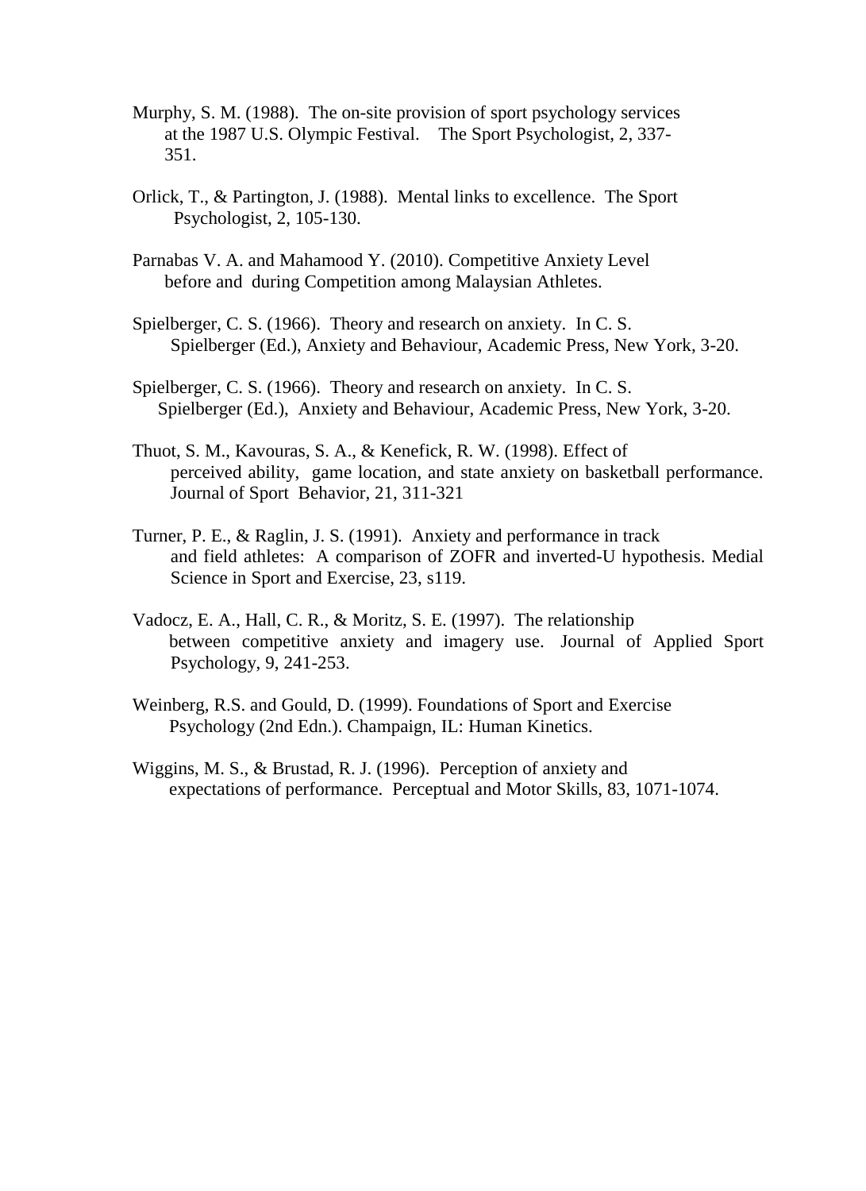Murphy, S. M. (1988). The on-site provision of sport psychology services at the 1987 U.S. Olympic Festival. The Sport Psychologist, 2, 337-351.

Orlick, T., & Partington, J. (1988). Mental links to excellence. The Sport Psychologist, 2, 105-130.

Parnabas V. A. and Mahamood Y. (2010). Competitive Anxiety Level before and during Competition among Malaysian Athletes.

Spielberger, C. S. (1966). Theory and research on anxiety. In C. S. Spielberger (Ed.), Anxiety and Behaviour, Academic Press, New York, 3-20.

Spielberger, C. S. (1966). Theory and research on anxiety. In C. S. Spielberger (Ed.), Anxiety and Behaviour, Academic Press, New York, 3-20.

Thuot, S. M., Kavouras, S. A., & Kenefick, R. W. (1998). Effect of perceived ability, game location, and state anxiety on basketball performance. Journal of Sport Behavior, 21, 311-321

Turner, P. E., & Raglin, J. S. (1991). Anxiety and performance in track and field athletes: A comparison of ZOFR and inverted-U hypothesis. Medial Science in Sport and Exercise, 23, s119.

Vadocz, E. A., Hall, C. R., & Moritz, S. E. (1997). The relationship between competitive anxiety and imagery use. Journal of Applied Sport Psychology, 9, 241-253.

Weinberg, R.S. and Gould, D. (1999). Foundations of Sport and Exercise Psychology (2nd Edn.). Champaign, IL: Human Kinetics.

Wiggins, M. S., & Brustad, R. J. (1996). Perception of anxiety and expectations of performance. Perceptual and Motor Skills, 83, 1071-1074.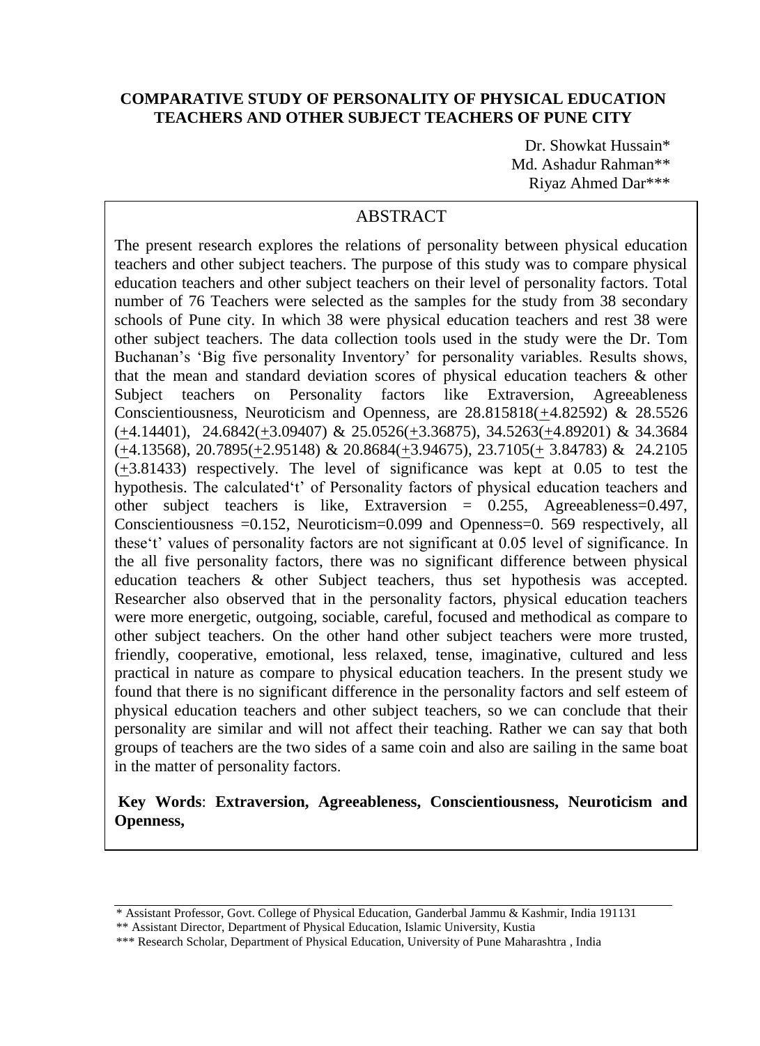# COMPARATIVE STUDY OF PERSONALITY OF PHYSICAL EDUCATION TEACHERS AND OTHER SUBJECT TEACHERS OF PUNE CITY

Dr. Showkat Hussain*
Md. Ashadur Rahman**
Riyaz Ahmed Dar***

## ABSTRACT

The present research explores the relations of personality between physical education teachers and other subject teachers. The purpose of this study was to compare physical education teachers and other subject teachers on their level of personality factors. Total number of 76 Teachers were selected as the samples for the study from 38 secondary schools of Pune city. In which 38 were physical education teachers and rest 38 were other subject teachers. The data collection tools used in the study were the Dr. Tom Buchanan's 'Big five personality Inventory' for personality variables. Results shows, that the mean and standard deviation scores of physical education teachers & other Subject teachers on Personality factors like Extraversion, Agreeableness Conscientiousness, Neuroticism and Openness, are 28.815818(±4.82592) & 28.5526 (±4.14401), 24.6842(±3.09407) & 25.0526(±3.36875), 34.5263(±4.89201) & 34.3684 (±4.13568), 20.7895(±2.95148) & 20.8684(±3.94675), 23.7105(± 3.84783) & 24.2105 (±3.81433) respectively. The level of significance was kept at 0.05 to test the hypothesis. The calculated't' of Personality factors of physical education teachers and other subject teachers is like, Extraversion = 0.255, Agreeableness=0.497, Conscientiousness =0.152, Neuroticism=0.099 and Openness=0. 569 respectively, all these't' values of personality factors are not significant at 0.05 level of significance. In the all five personality factors, there was no significant difference between physical education teachers & other Subject teachers, thus set hypothesis was accepted. Researcher also observed that in the personality factors, physical education teachers were more energetic, outgoing, sociable, careful, focused and methodical as compare to other subject teachers. On the other hand other subject teachers were more trusted, friendly, cooperative, emotional, less relaxed, tense, imaginative, cultured and less practical in nature as compare to physical education teachers. In the present study we found that there is no significant difference in the personality factors and self esteem of physical education teachers and other subject teachers, so we can conclude that their personality are similar and will not affect their teaching. Rather we can say that both groups of teachers are the two sides of a same coin and also are sailing in the same boat in the matter of personality factors.

**Key Words**: **Extraversion, Agreeableness, Conscientiousness, Neuroticism and Openness,**

---

\* Assistant Professor, Govt. College of Physical Education, Ganderbal Jammu & Kashmir, India 191131

\*\* Assistant Director, Department of Physical Education, Islamic University, Kustia

\*\*\* Research Scholar, Department of Physical Education, University of Pune Maharashtra , India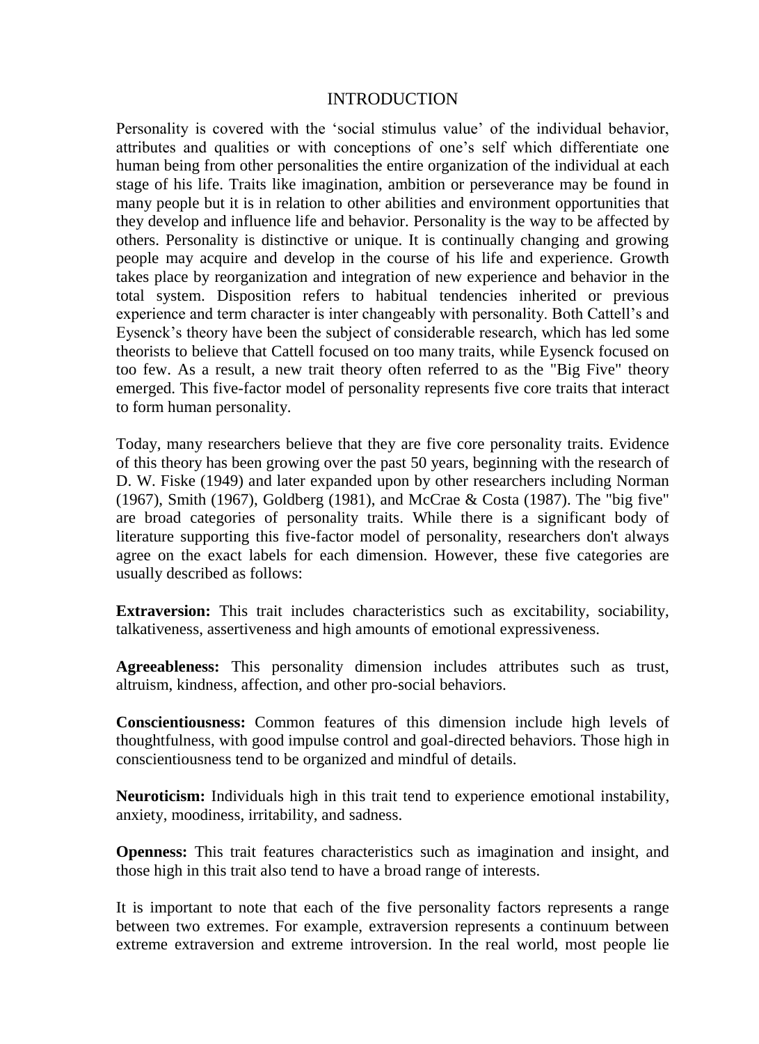# INTRODUCTION

Personality is covered with the 'social stimulus value' of the individual behavior, attributes and qualities or with conceptions of one's self which differentiate one human being from other personalities the entire organization of the individual at each stage of his life. Traits like imagination, ambition or perseverance may be found in many people but it is in relation to other abilities and environment opportunities that they develop and influence life and behavior. Personality is the way to be affected by others. Personality is distinctive or unique. It is continually changing and growing people may acquire and develop in the course of his life and experience. Growth takes place by reorganization and integration of new experience and behavior in the total system. Disposition refers to habitual tendencies inherited or previous experience and term character is inter changeably with personality. Both Cattell's and Eysenck's theory have been the subject of considerable research, which has led some theorists to believe that Cattell focused on too many traits, while Eysenck focused on too few. As a result, a new trait theory often referred to as the "Big Five" theory emerged. This five-factor model of personality represents five core traits that interact to form human personality.

Today, many researchers believe that they are five core personality traits. Evidence of this theory has been growing over the past 50 years, beginning with the research of D. W. Fiske (1949) and later expanded upon by other researchers including Norman (1967), Smith (1967), Goldberg (1981), and McCrae & Costa (1987). The "big five" are broad categories of personality traits. While there is a significant body of literature supporting this five-factor model of personality, researchers don't always agree on the exact labels for each dimension. However, these five categories are usually described as follows:

**Extraversion:** This trait includes characteristics such as excitability, sociability, talkativeness, assertiveness and high amounts of emotional expressiveness.

**Agreeableness:** This personality dimension includes attributes such as trust, altruism, kindness, affection, and other pro-social behaviors.

**Conscientiousness:** Common features of this dimension include high levels of thoughtfulness, with good impulse control and goal-directed behaviors. Those high in conscientiousness tend to be organized and mindful of details.

**Neuroticism:** Individuals high in this trait tend to experience emotional instability, anxiety, moodiness, irritability, and sadness.

**Openness:** This trait features characteristics such as imagination and insight, and those high in this trait also tend to have a broad range of interests.

It is important to note that each of the five personality factors represents a range between two extremes. For example, extraversion represents a continuum between extreme extraversion and extreme introversion. In the real world, most people lie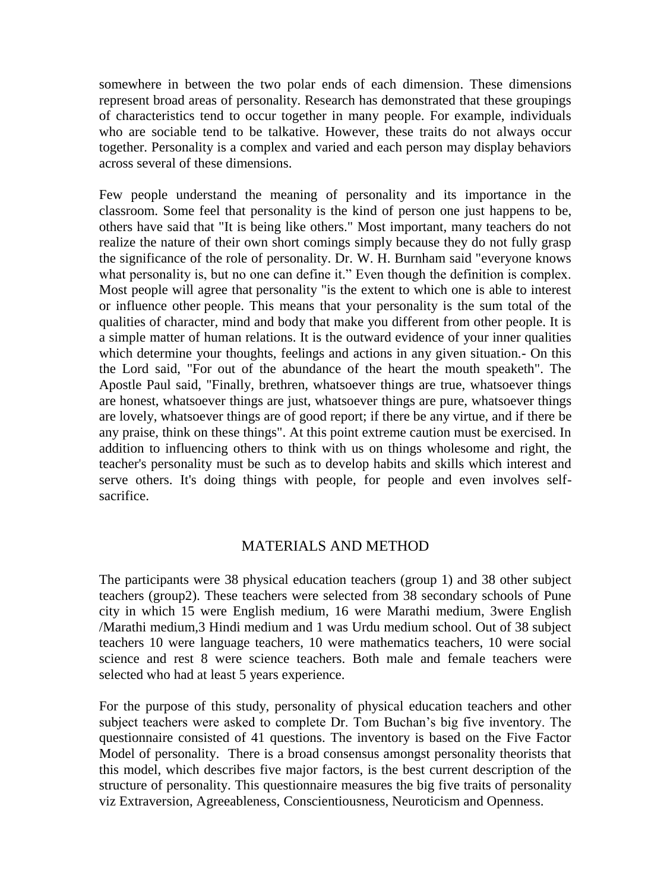somewhere in between the two polar ends of each dimension. These dimensions represent broad areas of personality. Research has demonstrated that these groupings of characteristics tend to occur together in many people. For example, individuals who are sociable tend to be talkative. However, these traits do not always occur together. Personality is a complex and varied and each person may display behaviors across several of these dimensions.

Few people understand the meaning of personality and its importance in the classroom. Some feel that personality is the kind of person one just happens to be, others have said that "It is being like others." Most important, many teachers do not realize the nature of their own short comings simply because they do not fully grasp the significance of the role of personality. Dr. W. H. Burnham said "everyone knows what personality is, but no one can define it." Even though the definition is complex. Most people will agree that personality "is the extent to which one is able to interest or influence other people. This means that your personality is the sum total of the qualities of character, mind and body that make you different from other people. It is a simple matter of human relations. It is the outward evidence of your inner qualities which determine your thoughts, feelings and actions in any given situation.- On this the Lord said, "For out of the abundance of the heart the mouth speaketh". The Apostle Paul said, "Finally, brethren, whatsoever things are true, whatsoever things are honest, whatsoever things are just, whatsoever things are pure, whatsoever things are lovely, whatsoever things are of good report; if there be any virtue, and if there be any praise, think on these things". At this point extreme caution must be exercised. In addition to influencing others to think with us on things wholesome and right, the teacher's personality must be such as to develop habits and skills which interest and serve others. It's doing things with people, for people and even involves self-sacrifice.

## MATERIALS AND METHOD

The participants were 38 physical education teachers (group 1) and 38 other subject teachers (group2). These teachers were selected from 38 secondary schools of Pune city in which 15 were English medium, 16 were Marathi medium, 3were English /Marathi medium,3 Hindi medium and 1 was Urdu medium school. Out of 38 subject teachers 10 were language teachers, 10 were mathematics teachers, 10 were social science and rest 8 were science teachers. Both male and female teachers were selected who had at least 5 years experience.

For the purpose of this study, personality of physical education teachers and other subject teachers were asked to complete Dr. Tom Buchan's big five inventory. The questionnaire consisted of 41 questions. The inventory is based on the Five Factor Model of personality. There is a broad consensus amongst personality theorists that this model, which describes five major factors, is the best current description of the structure of personality. This questionnaire measures the big five traits of personality viz Extraversion, Agreeableness, Conscientiousness, Neuroticism and Openness.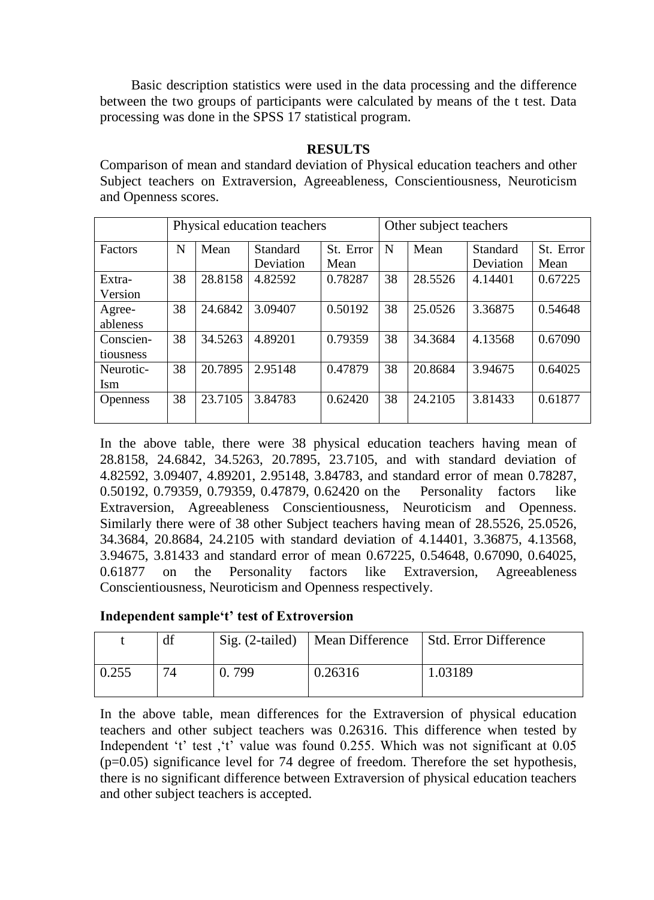Basic description statistics were used in the data processing and the difference between the two groups of participants were calculated by means of the t test. Data processing was done in the SPSS 17 statistical program.

## RESULTS

Comparison of mean and standard deviation of Physical education teachers and other Subject teachers on Extraversion, Agreeableness, Conscientiousness, Neuroticism and Openness scores.

| | Physical education teachers | | | | Other subject teachers | | | |
|---|---|---|---|---|---|---|---|---|
| Factors | N | Mean | Standard Deviation | St. Error Mean | N | Mean | Standard Deviation | St. Error Mean |
| Extra-Version | 38 | 28.8158 | 4.82592 | 0.78287 | 38 | 28.5526 | 4.14401 | 0.67225 |
| Agree-ableness | 38 | 24.6842 | 3.09407 | 0.50192 | 38 | 25.0526 | 3.36875 | 0.54648 |
| Conscien-tiousness | 38 | 34.5263 | 4.89201 | 0.79359 | 38 | 34.3684 | 4.13568 | 0.67090 |
| Neurotic-Ism | 38 | 20.7895 | 2.95148 | 0.47879 | 38 | 20.8684 | 3.94675 | 0.64025 |
| Openness | 38 | 23.7105 | 3.84783 | 0.62420 | 38 | 24.2105 | 3.81433 | 0.61877 |

In the above table, there were 38 physical education teachers having mean of 28.8158, 24.6842, 34.5263, 20.7895, 23.7105, and with standard deviation of 4.82592, 3.09407, 4.89201, 2.95148, 3.84783, and standard error of mean 0.78287, 0.50192, 0.79359, 0.79359, 0.47879, 0.62420 on the Personality factors like Extraversion, Agreeableness Conscientiousness, Neuroticism and Openness. Similarly there were of 38 other Subject teachers having mean of 28.5526, 25.0526, 34.3684, 20.8684, 24.2105 with standard deviation of 4.14401, 3.36875, 4.13568, 3.94675, 3.81433 and standard error of mean 0.67225, 0.54648, 0.67090, 0.64025, 0.61877 on the Personality factors like Extraversion, Agreeableness Conscientiousness, Neuroticism and Openness respectively.

**Independent sample't' test of Extroversion**

| t | df | Sig. (2-tailed) | Mean Difference | Std. Error Difference |
|---|---|---|---|---|
| 0.255 | 74 | 0. 799 | 0.26316 | 1.03189 |

In the above table, mean differences for the Extraversion of physical education teachers and other subject teachers was 0.26316. This difference when tested by Independent 't' test ,'t' value was found 0.255. Which was not significant at 0.05 ($p$=0.05) significance level for 74 degree of freedom. Therefore the set hypothesis, there is no significant difference between Extraversion of physical education teachers and other subject teachers is accepted.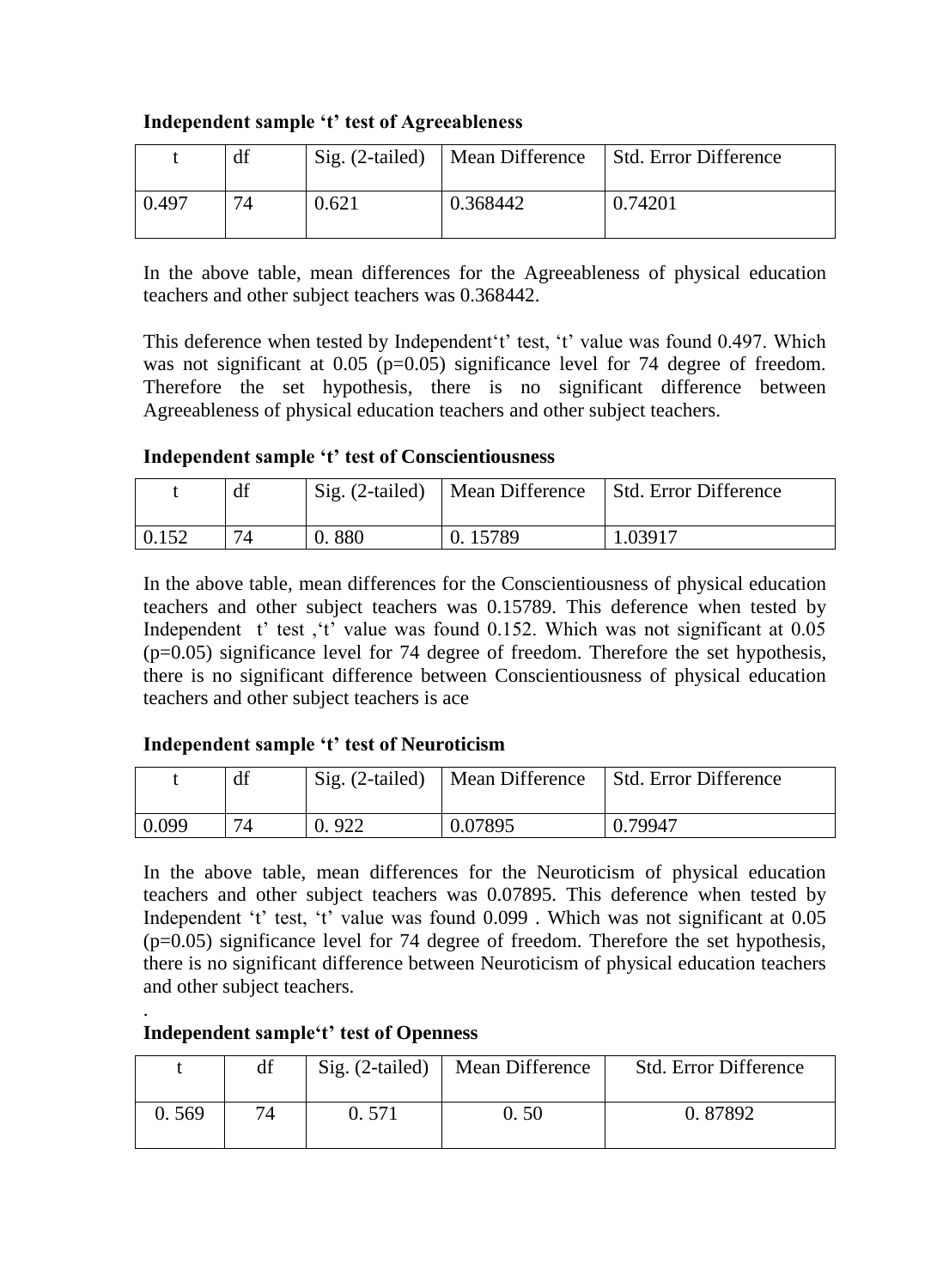**Independent sample ‘t’ test of Agreeableness**

| t | df | Sig. (2-tailed) | Mean Difference | Std. Error Difference |
|---|---|---|---|---|
| 0.497 | 74 | 0.621 | 0.368442 | 0.74201 |

In the above table, mean differences for the Agreeableness of physical education teachers and other subject teachers was 0.368442.

This deference when tested by Independent‘t’ test, ‘t’ value was found 0.497. Which was not significant at 0.05 (p=0.05) significance level for 74 degree of freedom. Therefore the set hypothesis, there is no significant difference between Agreeableness of physical education teachers and other subject teachers.

**Independent sample ‘t’ test of Conscientiousness**

| t | df | Sig. (2-tailed) | Mean Difference | Std. Error Difference |
|---|---|---|---|---|
| 0.152 | 74 | 0. 880 | 0. 15789 | 1.03917 |

In the above table, mean differences for the Conscientiousness of physical education teachers and other subject teachers was 0.15789. This deference when tested by Independent t’ test ,‘t’ value was found 0.152. Which was not significant at 0.05 (p=0.05) significance level for 74 degree of freedom. Therefore the set hypothesis, there is no significant difference between Conscientiousness of physical education teachers and other subject teachers is ace

**Independent sample ‘t’ test of Neuroticism**

| t | df | Sig. (2-tailed) | Mean Difference | Std. Error Difference |
|---|---|---|---|---|
| 0.099 | 74 | 0. 922 | 0.07895 | 0.79947 |

In the above table, mean differences for the Neuroticism of physical education teachers and other subject teachers was 0.07895. This deference when tested by Independent ‘t’ test, ‘t’ value was found 0.099 . Which was not significant at 0.05 (p=0.05) significance level for 74 degree of freedom. Therefore the set hypothesis, there is no significant difference between Neuroticism of physical education teachers and other subject teachers.

.

**Independent sample‘t’ test of Openness**

| t | df | Sig. (2-tailed) | Mean Difference | Std. Error Difference |
|---|---|---|---|---|
| 0. 569 | 74 | 0. 571 | 0. 50 | 0. 87892 |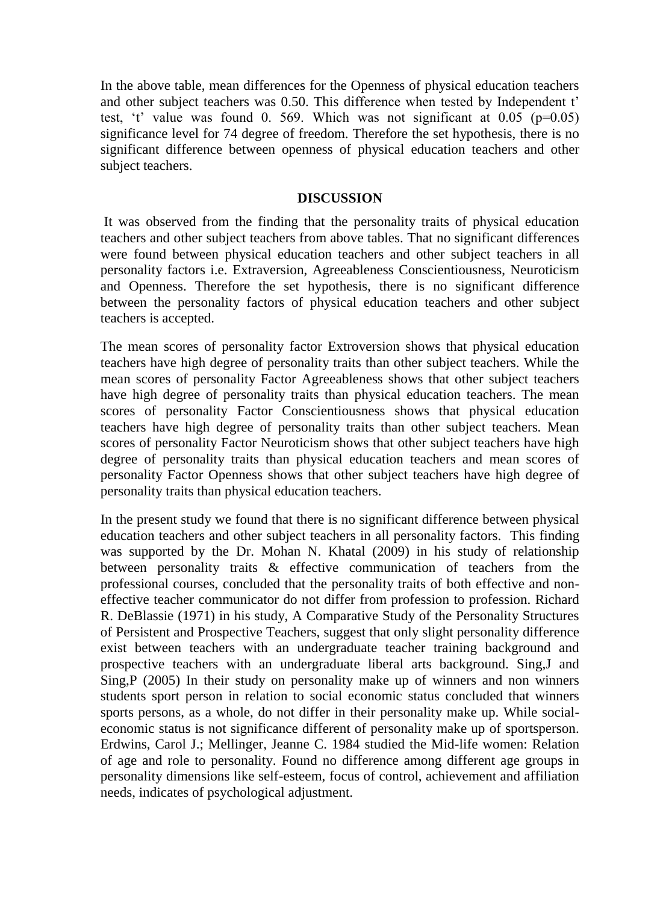In the above table, mean differences for the Openness of physical education teachers and other subject teachers was 0.50. This difference when tested by Independent t' test, 't' value was found 0. 569. Which was not significant at 0.05 (p=0.05) significance level for 74 degree of freedom. Therefore the set hypothesis, there is no significant difference between openness of physical education teachers and other subject teachers.

## DISCUSSION

It was observed from the finding that the personality traits of physical education teachers and other subject teachers from above tables. That no significant differences were found between physical education teachers and other subject teachers in all personality factors i.e. Extraversion, Agreeableness Conscientiousness, Neuroticism and Openness. Therefore the set hypothesis, there is no significant difference between the personality factors of physical education teachers and other subject teachers is accepted.

The mean scores of personality factor Extroversion shows that physical education teachers have high degree of personality traits than other subject teachers. While the mean scores of personality Factor Agreeableness shows that other subject teachers have high degree of personality traits than physical education teachers. The mean scores of personality Factor Conscientiousness shows that physical education teachers have high degree of personality traits than other subject teachers. Mean scores of personality Factor Neuroticism shows that other subject teachers have high degree of personality traits than physical education teachers and mean scores of personality Factor Openness shows that other subject teachers have high degree of personality traits than physical education teachers.

In the present study we found that there is no significant difference between physical education teachers and other subject teachers in all personality factors. This finding was supported by the Dr. Mohan N. Khatal (2009) in his study of relationship between personality traits & effective communication of teachers from the professional courses, concluded that the personality traits of both effective and non-effective teacher communicator do not differ from profession to profession. Richard R. DeBlassie (1971) in his study, A Comparative Study of the Personality Structures of Persistent and Prospective Teachers, suggest that only slight personality difference exist between teachers with an undergraduate teacher training background and prospective teachers with an undergraduate liberal arts background. Sing,J and Sing,P (2005) In their study on personality make up of winners and non winners students sport person in relation to social economic status concluded that winners sports persons, as a whole, do not differ in their personality make up. While social-economic status is not significance different of personality make up of sportsperson. Erdwins, Carol J.; Mellinger, Jeanne C. 1984 studied the Mid-life women: Relation of age and role to personality. Found no difference among different age groups in personality dimensions like self-esteem, focus of control, achievement and affiliation needs, indicates of psychological adjustment.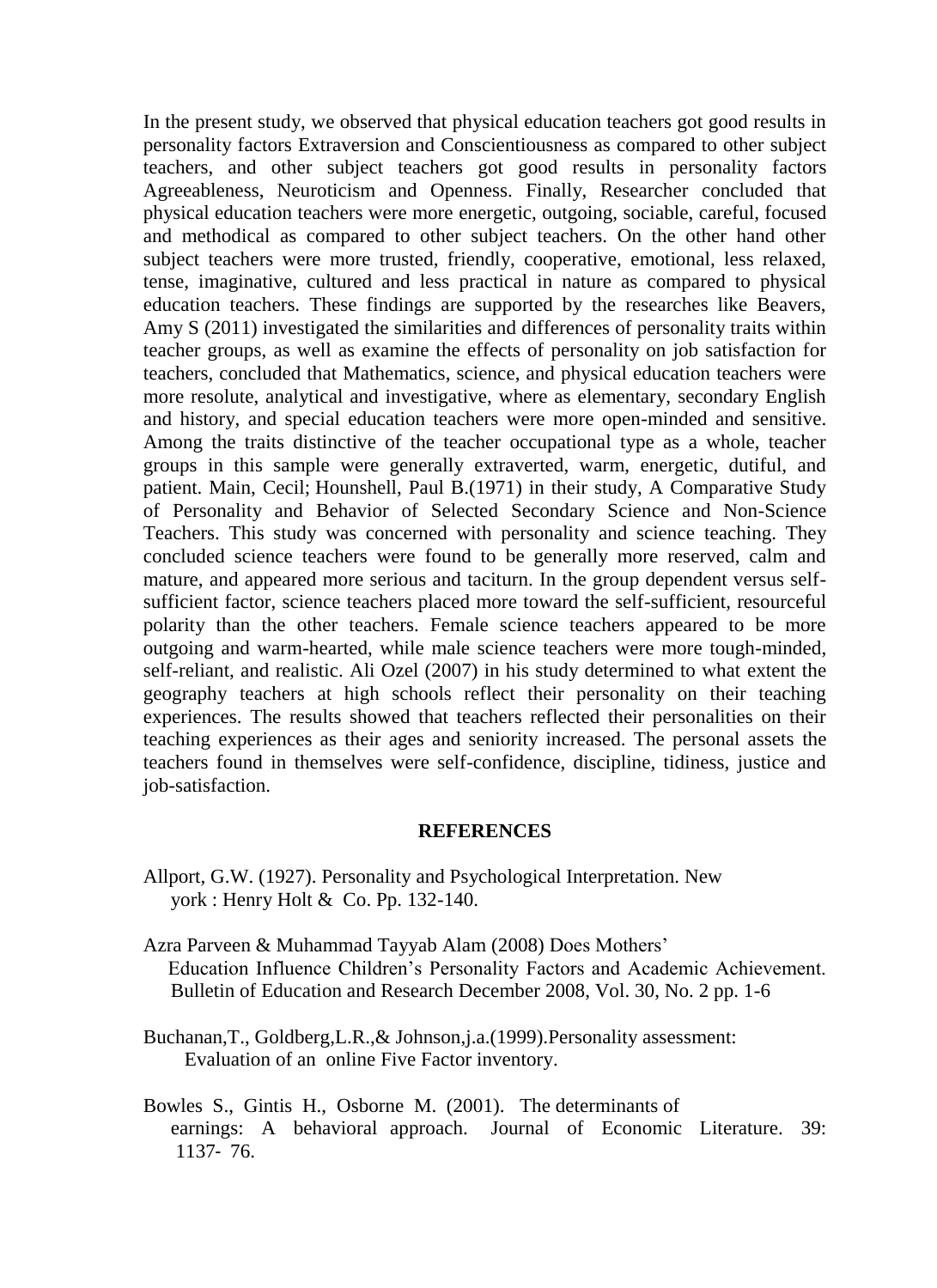In the present study, we observed that physical education teachers got good results in personality factors Extraversion and Conscientiousness as compared to other subject teachers, and other subject teachers got good results in personality factors Agreeableness, Neuroticism and Openness. Finally, Researcher concluded that physical education teachers were more energetic, outgoing, sociable, careful, focused and methodical as compared to other subject teachers. On the other hand other subject teachers were more trusted, friendly, cooperative, emotional, less relaxed, tense, imaginative, cultured and less practical in nature as compared to physical education teachers. These findings are supported by the researches like Beavers, Amy S (2011) investigated the similarities and differences of personality traits within teacher groups, as well as examine the effects of personality on job satisfaction for teachers, concluded that Mathematics, science, and physical education teachers were more resolute, analytical and investigative, where as elementary, secondary English and history, and special education teachers were more open-minded and sensitive. Among the traits distinctive of the teacher occupational type as a whole, teacher groups in this sample were generally extraverted, warm, energetic, dutiful, and patient. Main, Cecil; Hounshell, Paul B.(1971) in their study, A Comparative Study of Personality and Behavior of Selected Secondary Science and Non-Science Teachers. This study was concerned with personality and science teaching. They concluded science teachers were found to be generally more reserved, calm and mature, and appeared more serious and taciturn. In the group dependent versus self-sufficient factor, science teachers placed more toward the self-sufficient, resourceful polarity than the other teachers. Female science teachers appeared to be more outgoing and warm-hearted, while male science teachers were more tough-minded, self-reliant, and realistic. Ali Ozel (2007) in his study determined to what extent the geography teachers at high schools reflect their personality on their teaching experiences. The results showed that teachers reflected their personalities on their teaching experiences as their ages and seniority increased. The personal assets the teachers found in themselves were self-confidence, discipline, tidiness, justice and job-satisfaction.

## REFERENCES

Allport, G.W. (1927). Personality and Psychological Interpretation. New york : Henry Holt & Co. Pp. 132-140.

Azra Parveen & Muhammad Tayyab Alam (2008) Does Mothers' Education Influence Children's Personality Factors and Academic Achievement. Bulletin of Education and Research December 2008, Vol. 30, No. 2 pp. 1-6

Buchanan,T., Goldberg,L.R.,& Johnson,j.a.(1999).Personality assessment: Evaluation of an online Five Factor inventory.

Bowles S., Gintis H., Osborne M. (2001). The determinants of earnings: A behavioral approach. Journal of Economic Literature. 39: 1137- 76.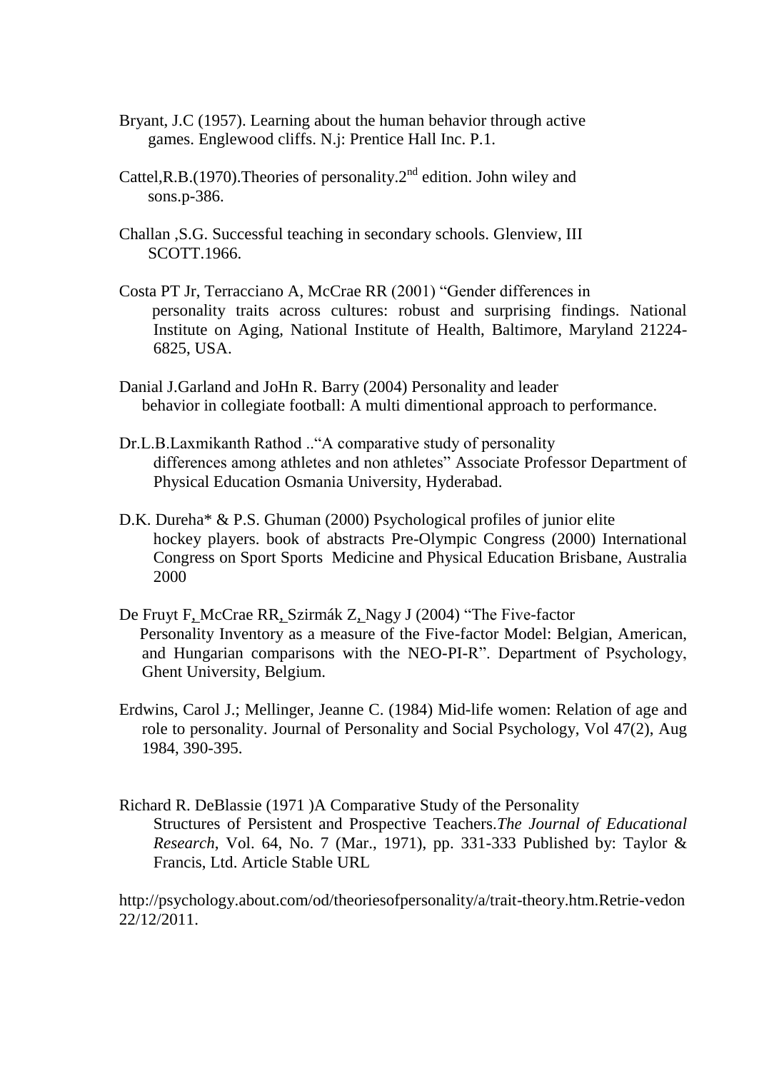Bryant, J.C (1957). Learning about the human behavior through active games. Englewood cliffs. N.j: Prentice Hall Inc. P.1.

Cattel,R.B.(1970).Theories of personality.2nd edition. John wiley and sons.p-386.

Challan ,S.G. Successful teaching in secondary schools. Glenview, III SCOTT.1966.

Costa PT Jr, Terracciano A, McCrae RR (2001) "Gender differences in personality traits across cultures: robust and surprising findings. National Institute on Aging, National Institute of Health, Baltimore, Maryland 21224-6825, USA.

Danial J.Garland and JoHn R. Barry (2004) Personality and leader behavior in collegiate football: A multi dimentional approach to performance.

Dr.L.B.Laxmikanth Rathod .."A comparative study of personality differences among athletes and non athletes" Associate Professor Department of Physical Education Osmania University, Hyderabad.

D.K. Dureha* & P.S. Ghuman (2000) Psychological profiles of junior elite hockey players. book of abstracts Pre-Olympic Congress (2000) International Congress on Sport Sports Medicine and Physical Education Brisbane, Australia 2000

De Fruyt F, McCrae RR, Szirmák Z, Nagy J (2004) "The Five-factor Personality Inventory as a measure of the Five-factor Model: Belgian, American, and Hungarian comparisons with the NEO-PI-R". Department of Psychology, Ghent University, Belgium.

Erdwins, Carol J.; Mellinger, Jeanne C. (1984) Mid-life women: Relation of age and role to personality. Journal of Personality and Social Psychology, Vol 47(2), Aug 1984, 390-395.

Richard R. DeBlassie (1971 )A Comparative Study of the Personality Structures of Persistent and Prospective Teachers.*The Journal of Educational Research*, Vol. 64, No. 7 (Mar., 1971), pp. 331-333 Published by: Taylor & Francis, Ltd. Article Stable URL

http://psychology.about.com/od/theoriesofpersonality/a/trait-theory.htm.Retrie-vedon 22/12/2011.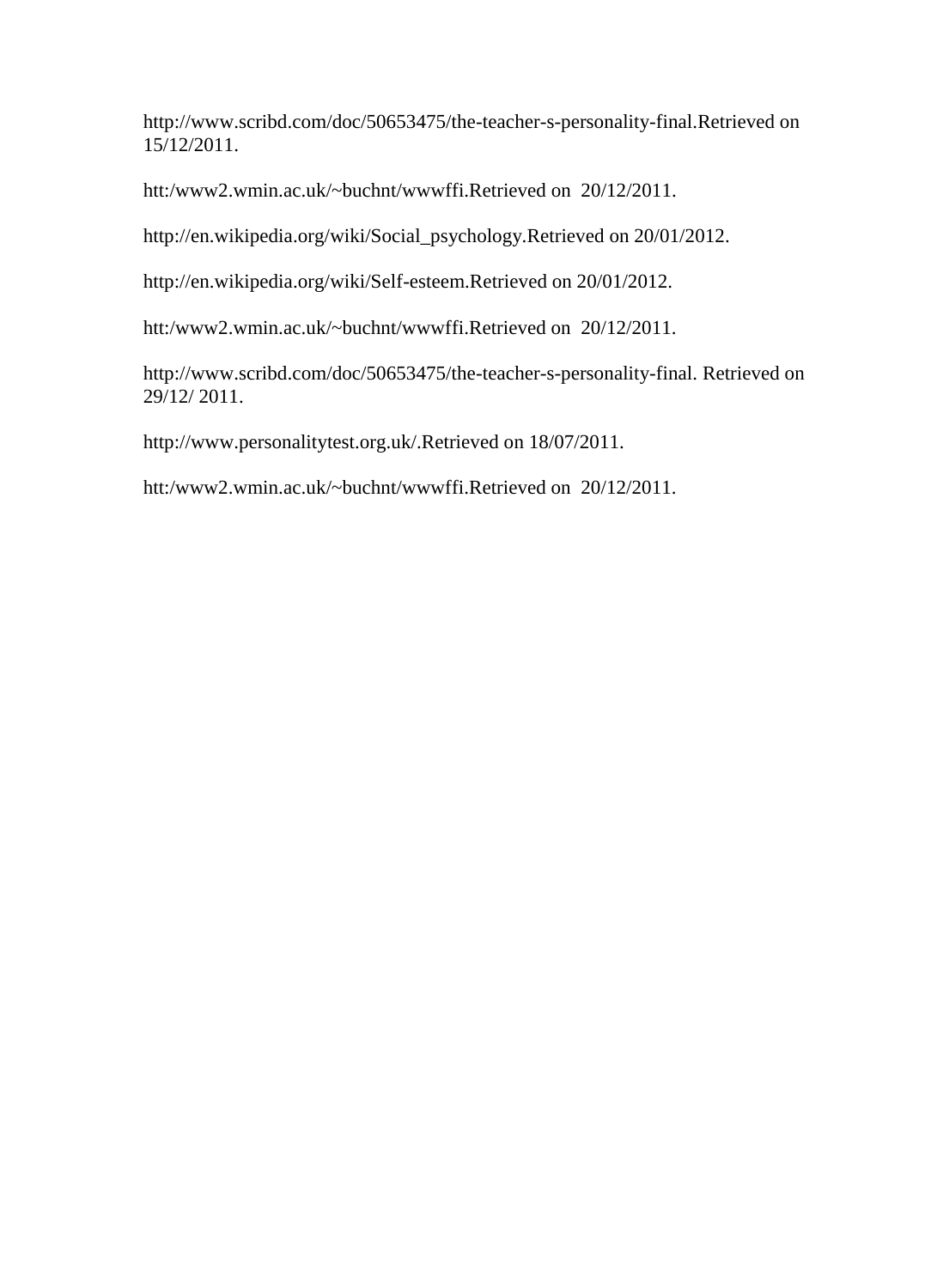http://www.scribd.com/doc/50653475/the-teacher-s-personality-final.Retrieved on 15/12/2011.

htt:/www2.wmin.ac.uk/~buchnt/wwwffi.Retrieved on  20/12/2011.

http://en.wikipedia.org/wiki/Social_psychology.Retrieved on 20/01/2012.

http://en.wikipedia.org/wiki/Self-esteem.Retrieved on 20/01/2012.

htt:/www2.wmin.ac.uk/~buchnt/wwwffi.Retrieved on  20/12/2011.

http://www.scribd.com/doc/50653475/the-teacher-s-personality-final. Retrieved on 29/12/ 2011.

http://www.personalitytest.org.uk/.Retrieved on 18/07/2011.

htt:/www2.wmin.ac.uk/~buchnt/wwwffi.Retrieved on  20/12/2011.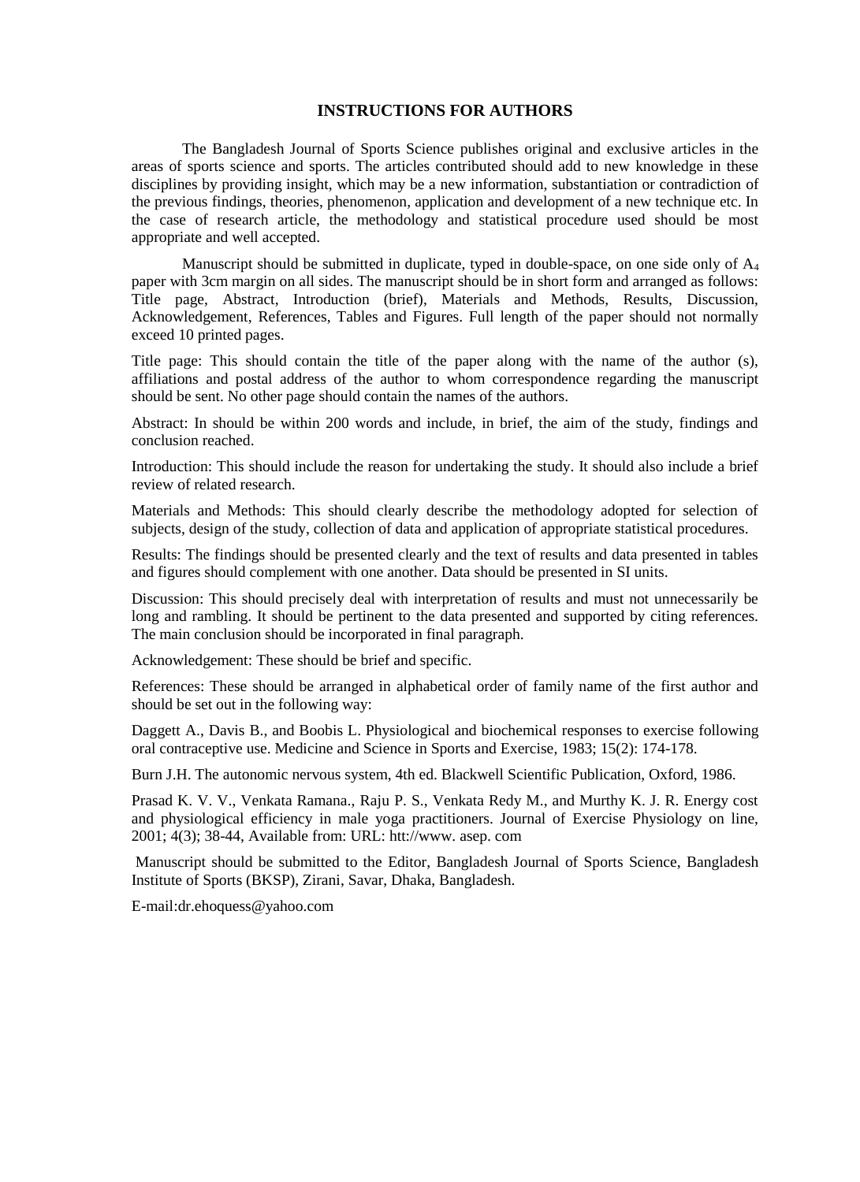# INSTRUCTIONS FOR AUTHORS

The Bangladesh Journal of Sports Science publishes original and exclusive articles in the areas of sports science and sports. The articles contributed should add to new knowledge in these disciplines by providing insight, which may be a new information, substantiation or contradiction of the previous findings, theories, phenomenon, application and development of a new technique etc. In the case of research article, the methodology and statistical procedure used should be most appropriate and well accepted.

Manuscript should be submitted in duplicate, typed in double-space, on one side only of $A_4$ paper with 3cm margin on all sides. The manuscript should be in short form and arranged as follows: Title page, Abstract, Introduction (brief), Materials and Methods, Results, Discussion, Acknowledgement, References, Tables and Figures. Full length of the paper should not normally exceed 10 printed pages.

Title page: This should contain the title of the paper along with the name of the author (s), affiliations and postal address of the author to whom correspondence regarding the manuscript should be sent. No other page should contain the names of the authors.

Abstract: In should be within 200 words and include, in brief, the aim of the study, findings and conclusion reached.

Introduction: This should include the reason for undertaking the study. It should also include a brief review of related research.

Materials and Methods: This should clearly describe the methodology adopted for selection of subjects, design of the study, collection of data and application of appropriate statistical procedures.

Results: The findings should be presented clearly and the text of results and data presented in tables and figures should complement with one another. Data should be presented in SI units.

Discussion: This should precisely deal with interpretation of results and must not unnecessarily be long and rambling. It should be pertinent to the data presented and supported by citing references. The main conclusion should be incorporated in final paragraph.

Acknowledgement: These should be brief and specific.

References: These should be arranged in alphabetical order of family name of the first author and should be set out in the following way:

Daggett A., Davis B., and Boobis L. Physiological and biochemical responses to exercise following oral contraceptive use. Medicine and Science in Sports and Exercise, 1983; 15(2): 174-178.

Burn J.H. The autonomic nervous system, 4th ed. Blackwell Scientific Publication, Oxford, 1986.

Prasad K. V. V., Venkata Ramana., Raju P. S., Venkata Redy M., and Murthy K. J. R. Energy cost and physiological efficiency in male yoga practitioners. Journal of Exercise Physiology on line, 2001; 4(3); 38-44, Available from: URL: htt://www. asep. com

Manuscript should be submitted to the Editor, Bangladesh Journal of Sports Science, Bangladesh Institute of Sports (BKSP), Zirani, Savar, Dhaka, Bangladesh.

E-mail:dr.ehoquess@yahoo.com